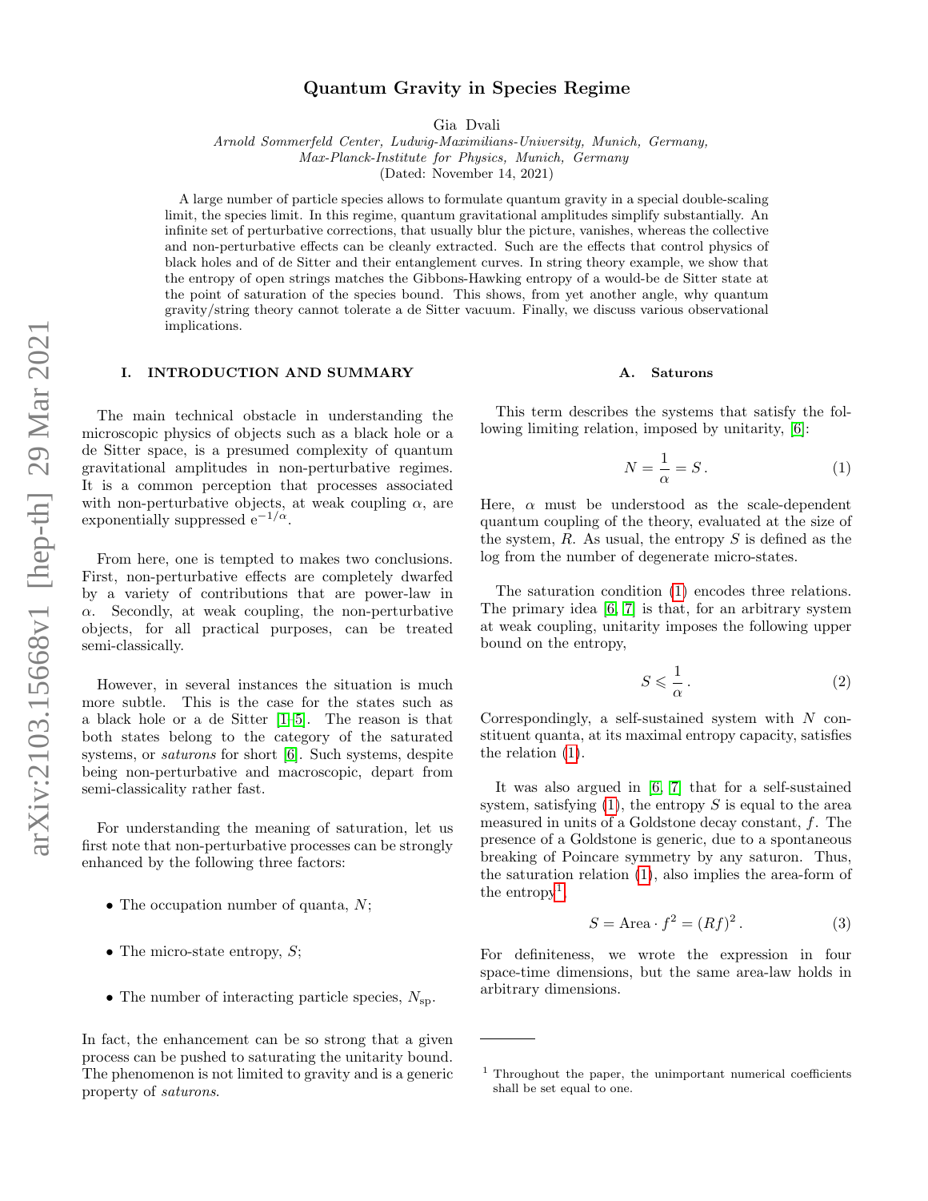# Quantum Gravity in Species Regime

Gia Dvali

*Arnold Sommerfeld Center, Ludwig-Maximilians-University, Munich, Germany,*
*Max-Planck-Institute for Physics, Munich, Germany*

(Dated: November 14, 2021)

A large number of particle species allows to formulate quantum gravity in a special double-scaling limit, the species limit. In this regime, quantum gravitational amplitudes simplify substantially. An infinite set of perturbative corrections, that usually blur the picture, vanishes, whereas the collective and non-perturbative effects can be cleanly extracted. Such are the effects that control physics of black holes and of de Sitter and their entanglement curves. In string theory example, we show that the entropy of open strings matches the Gibbons-Hawking entropy of a would-be de Sitter state at the point of saturation of the species bound. This shows, from yet another angle, why quantum gravity/string theory cannot tolerate a de Sitter vacuum. Finally, we discuss various observational implications.

## I. INTRODUCTION AND SUMMARY

The main technical obstacle in understanding the microscopic physics of objects such as a black hole or a de Sitter space, is a presumed complexity of quantum gravitational amplitudes in non-perturbative regimes. It is a common perception that processes associated with non-perturbative objects, at weak coupling $\alpha$, are exponentially suppressed $e^{-1/\alpha}$.

From here, one is tempted to makes two conclusions. First, non-perturbative effects are completely dwarfed by a variety of contributions that are power-law in $\alpha$. Secondly, at weak coupling, the non-perturbative objects, for all practical purposes, can be treated semi-classically.

However, in several instances the situation is much more subtle. This is the case for the states such as a black hole or a de Sitter [1–5]. The reason is that both states belong to the category of the saturated systems, or *saturons* for short [6]. Such systems, despite being non-perturbative and macroscopic, depart from semi-classicality rather fast.

For understanding the meaning of saturation, let us first note that non-perturbative processes can be strongly enhanced by the following three factors:

- The occupation number of quanta, $N$;
- The micro-state entropy, $S$;
- The number of interacting particle species, $N_{\rm sp}$.

In fact, the enhancement can be so strong that a given process can be pushed to saturating the unitarity bound. The phenomenon is not limited to gravity and is a generic property of *saturons*.

### A. Saturons

This term describes the systems that satisfy the following limiting relation, imposed by unitarity, [6]:

$$N = \frac{1}{\alpha} = S \,. \tag{1}$$

Here, $\alpha$ must be understood as the scale-dependent quantum coupling of the theory, evaluated at the size of the system, $R$. As usual, the entropy $S$ is defined as the log from the number of degenerate micro-states.

The saturation condition (1) encodes three relations. The primary idea [6, 7] is that, for an arbitrary system at weak coupling, unitarity imposes the following upper bound on the entropy,

$$S \leqslant \frac{1}{\alpha} \,. \tag{2}$$

Correspondingly, a self-sustained system with $N$ constituent quanta, at its maximal entropy capacity, satisfies the relation (1).

It was also argued in [6, 7] that for a self-sustained system, satisfying (1), the entropy $S$ is equal to the area measured in units of a Goldstone decay constant, $f$. The presence of a Goldstone is generic, due to a spontaneous breaking of Poincare symmetry by any saturon. Thus, the saturation relation (1), also implies the area-form of the entropy[1]

$$S = \text{Area} \cdot f^2 = (Rf)^2 \,. \tag{3}$$

For definiteness, we wrote the expression in four space-time dimensions, but the same area-law holds in arbitrary dimensions.

[1] Throughout the paper, the unimportant numerical coefficients shall be set equal to one.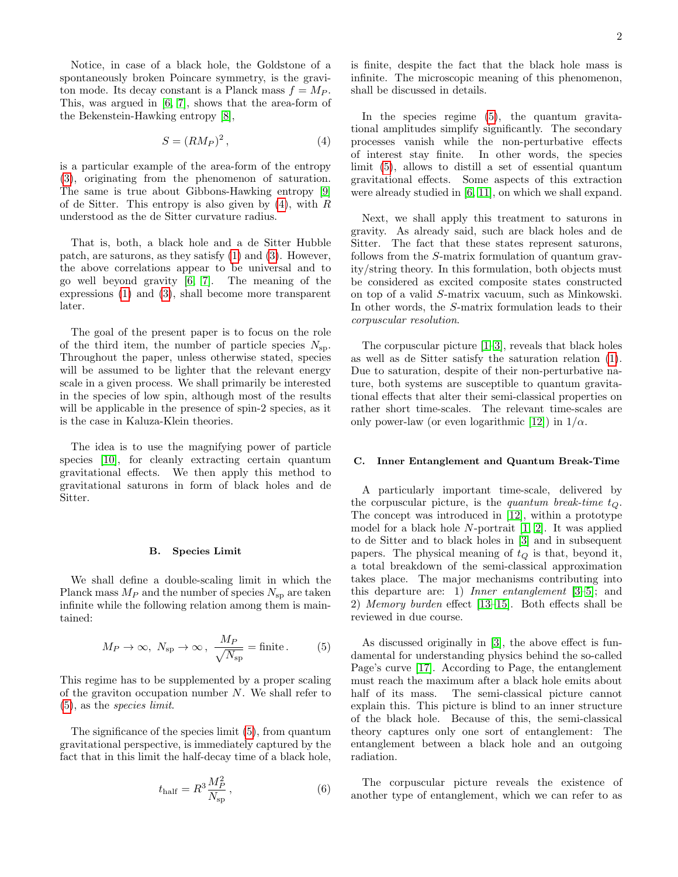Notice, in case of a black hole, the Goldstone of a spontaneously broken Poincare symmetry, is the graviton mode. Its decay constant is a Planck mass $f = M_P$. This, was argued in [6, 7], shows that the area-form of the Bekenstein-Hawking entropy [8],

$$S = (RM_P)^2 \,, \tag{4}$$

is a particular example of the area-form of the entropy (3), originating from the phenomenon of saturation. The same is true about Gibbons-Hawking entropy [9] of de Sitter. This entropy is also given by (4), with $R$ understood as the de Sitter curvature radius.

That is, both, a black hole and a de Sitter Hubble patch, are saturons, as they satisfy (1) and (3). However, the above correlations appear to be universal and to go well beyond gravity [6, 7]. The meaning of the expressions (1) and (3), shall become more transparent later.

The goal of the present paper is to focus on the role of the third item, the number of particle species $N_{\rm sp}$. Throughout the paper, unless otherwise stated, species will be assumed to be lighter that the relevant energy scale in a given process. We shall primarily be interested in the species of low spin, although most of the results will be applicable in the presence of spin-2 species, as it is the case in Kaluza-Klein theories.

The idea is to use the magnifying power of particle species [10], for cleanly extracting certain quantum gravitational effects. We then apply this method to gravitational saturons in form of black holes and de Sitter.

### B. Species Limit

We shall define a double-scaling limit in which the Planck mass $M_P$ and the number of species $N_{\rm sp}$ are taken infinite while the following relation among them is maintained:

$$M_P \to \infty, \; N_{\rm sp} \to \infty \,, \; \frac{M_P}{\sqrt{N_{\rm sp}}} = \text{finite} \,. \tag{5}$$

This regime has to be supplemented by a proper scaling of the graviton occupation number $N$. We shall refer to (5), as the *species limit*.

The significance of the species limit (5), from quantum gravitational perspective, is immediately captured by the fact that in this limit the half-decay time of a black hole,

$$t_{\rm half} = R^3 \frac{M_P^2}{N_{\rm sp}} \,, \tag{6}$$

is finite, despite the fact that the black hole mass is infinite. The microscopic meaning of this phenomenon, shall be discussed in details.

In the species regime (5), the quantum gravitational amplitudes simplify significantly. The secondary processes vanish while the non-perturbative effects of interest stay finite. In other words, the species limit (5), allows to distill a set of essential quantum gravitational effects. Some aspects of this extraction were already studied in [6, 11], on which we shall expand.

Next, we shall apply this treatment to saturons in gravity. As already said, such are black holes and de Sitter. The fact that these states represent saturons, follows from the $S$-matrix formulation of quantum gravity/string theory. In this formulation, both objects must be considered as excited composite states constructed on top of a valid $S$-matrix vacuum, such as Minkowski. In other words, the $S$-matrix formulation leads to their *corpuscular resolution*.

The corpuscular picture [1–3], reveals that black holes as well as de Sitter satisfy the saturation relation (1). Due to saturation, despite of their non-perturbative nature, both systems are susceptible to quantum gravitational effects that alter their semi-classical properties on rather short time-scales. The relevant time-scales are only power-law (or even logarithmic [12]) in $1/\alpha$.

### C. Inner Entanglement and Quantum Break-Time

A particularly important time-scale, delivered by the corpuscular picture, is the *quantum break-time* $t_Q$. The concept was introduced in [12], within a prototype model for a black hole $N$-portrait [1, 2]. It was applied to de Sitter and to black holes in [3] and in subsequent papers. The physical meaning of $t_Q$ is that, beyond it, a total breakdown of the semi-classical approximation takes place. The major mechanisms contributing into this departure are: 1) *Inner entanglement* [3–5]; and 2) *Memory burden* effect [13–15]. Both effects shall be reviewed in due course.

As discussed originally in [3], the above effect is fundamental for understanding physics behind the so-called Page's curve [17]. According to Page, the entanglement must reach the maximum after a black hole emits about half of its mass. The semi-classical picture cannot explain this. This picture is blind to an inner structure of the black hole. Because of this, the semi-classical theory captures only one sort of entanglement: The entanglement between a black hole and an outgoing radiation.

The corpuscular picture reveals the existence of another type of entanglement, which we can refer to as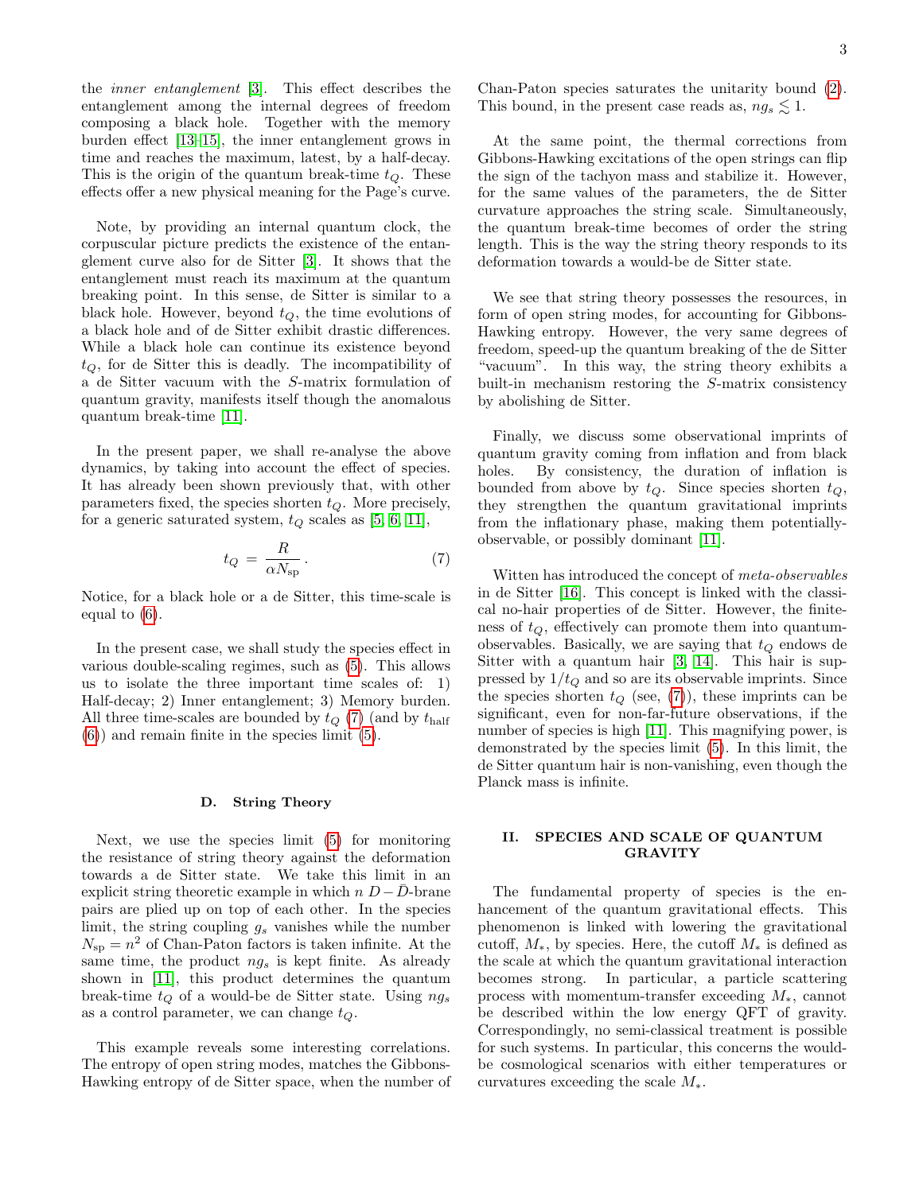the *inner entanglement* [3]. This effect describes the entanglement among the internal degrees of freedom composing a black hole. Together with the memory burden effect [13–15], the inner entanglement grows in time and reaches the maximum, latest, by a half-decay. This is the origin of the quantum break-time $t_Q$. These effects offer a new physical meaning for the Page's curve.

Note, by providing an internal quantum clock, the corpuscular picture predicts the existence of the entanglement curve also for de Sitter [3]. It shows that the entanglement must reach its maximum at the quantum breaking point. In this sense, de Sitter is similar to a black hole. However, beyond $t_Q$, the time evolutions of a black hole and of de Sitter exhibit drastic differences. While a black hole can continue its existence beyond $t_Q$, for de Sitter this is deadly. The incompatibility of a de Sitter vacuum with the $S$-matrix formulation of quantum gravity, manifests itself though the anomalous quantum break-time [11].

In the present paper, we shall re-analyse the above dynamics, by taking into account the effect of species. It has already been shown previously that, with other parameters fixed, the species shorten $t_Q$. More precisely, for a generic saturated system, $t_Q$ scales as [5, 6, 11],

$$t_Q = \frac{R}{\alpha N_{\rm sp}} \,. \tag{7}$$

Notice, for a black hole or a de Sitter, this time-scale is equal to (6).

In the present case, we shall study the species effect in various double-scaling regimes, such as (5). This allows us to isolate the three important time scales of: 1) Half-decay; 2) Inner entanglement; 3) Memory burden. All three time-scales are bounded by $t_Q$ (7) (and by $t_{\rm half}$ (6)) and remain finite in the species limit (5).

### D. String Theory

Next, we use the species limit (5) for monitoring the resistance of string theory against the deformation towards a de Sitter state. We take this limit in an explicit string theoretic example in which $n$ $D-\bar{D}$-brane pairs are plied up on top of each other. In the species limit, the string coupling $g_s$ vanishes while the number $N_{\rm sp} = n^2$ of Chan-Paton factors is taken infinite. At the same time, the product $ng_s$ is kept finite. As already shown in [11], this product determines the quantum break-time $t_Q$ of a would-be de Sitter state. Using $ng_s$ as a control parameter, we can change $t_Q$.

This example reveals some interesting correlations. The entropy of open string modes, matches the Gibbons-Hawking entropy of de Sitter space, when the number of Chan-Paton species saturates the unitarity bound (2). This bound, in the present case reads as, $ng_s \lesssim 1$.

At the same point, the thermal corrections from Gibbons-Hawking excitations of the open strings can flip the sign of the tachyon mass and stabilize it. However, for the same values of the parameters, the de Sitter curvature approaches the string scale. Simultaneously, the quantum break-time becomes of order the string length. This is the way the string theory responds to its deformation towards a would-be de Sitter state.

We see that string theory possesses the resources, in form of open string modes, for accounting for Gibbons-Hawking entropy. However, the very same degrees of freedom, speed-up the quantum breaking of the de Sitter "vacuum". In this way, the string theory exhibits a built-in mechanism restoring the $S$-matrix consistency by abolishing de Sitter.

Finally, we discuss some observational imprints of quantum gravity coming from inflation and from black holes. By consistency, the duration of inflation is bounded from above by $t_Q$. Since species shorten $t_Q$, they strengthen the quantum gravitational imprints from the inflationary phase, making them potentially-observable, or possibly dominant [11].

Witten has introduced the concept of *meta-observables* in de Sitter [16]. This concept is linked with the classical no-hair properties of de Sitter. However, the finiteness of $t_Q$, effectively can promote them into quantum-observables. Basically, we are saying that $t_Q$ endows de Sitter with a quantum hair [3, 14]. This hair is suppressed by $1/t_Q$ and so are its observable imprints. Since the species shorten $t_Q$ (see, (7)), these imprints can be significant, even for non-far-future observations, if the number of species is high [11]. This magnifying power, is demonstrated by the species limit (5). In this limit, the de Sitter quantum hair is non-vanishing, even though the Planck mass is infinite.

## II. SPECIES AND SCALE OF QUANTUM GRAVITY

The fundamental property of species is the enhancement of the quantum gravitational effects. This phenomenon is linked with lowering the gravitational cutoff, $M_*$, by species. Here, the cutoff $M_*$ is defined as the scale at which the quantum gravitational interaction becomes strong. In particular, a particle scattering process with momentum-transfer exceeding $M_*$, cannot be described within the low energy QFT of gravity. Correspondingly, no semi-classical treatment is possible for such systems. In particular, this concerns the would-be cosmological scenarios with either temperatures or curvatures exceeding the scale $M_*$.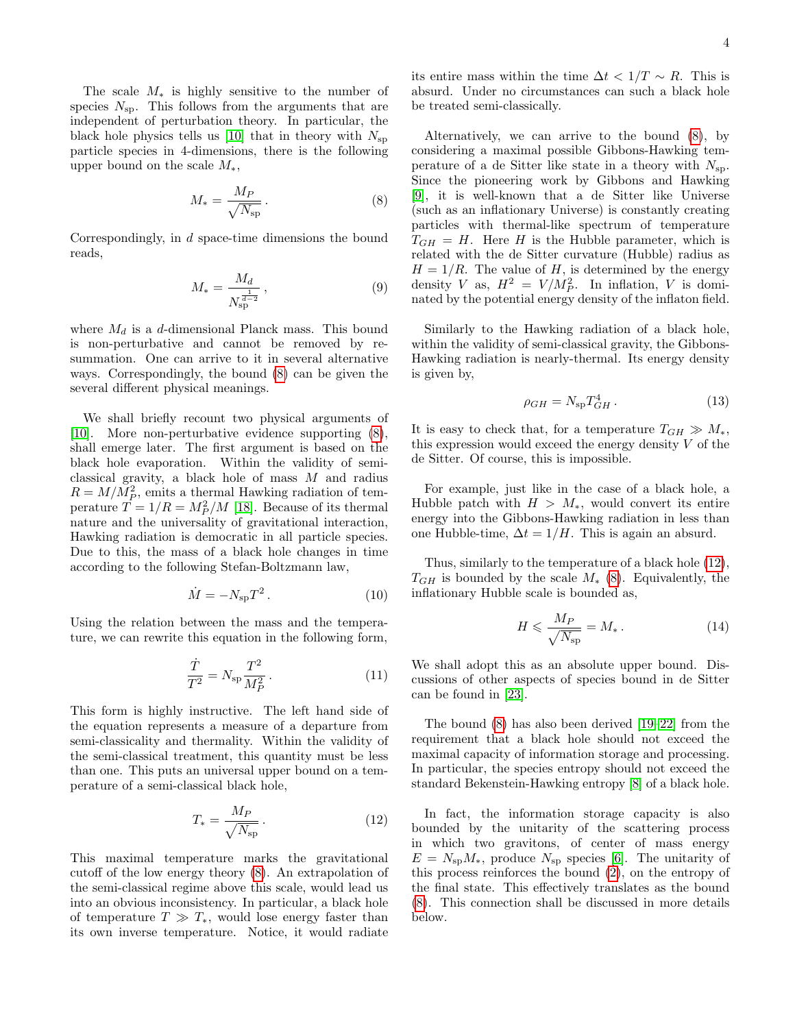The scale $M_*$ is highly sensitive to the number of species $N_{\rm sp}$. This follows from the arguments that are independent of perturbation theory. In particular, the black hole physics tells us [10] that in theory with $N_{\rm sp}$ particle species in 4-dimensions, there is the following upper bound on the scale $M_*$,

$$M_* = \frac{M_P}{\sqrt{N_{\rm sp}}} \,. \tag{8}$$

Correspondingly, in $d$ space-time dimensions the bound reads,

$$M_* = \frac{M_d}{N_{\rm sp}^{\frac{1}{d-2}}} \,, \tag{9}$$

where $M_d$ is a $d$-dimensional Planck mass. This bound is non-perturbative and cannot be removed by re-summation. One can arrive to it in several alternative ways. Correspondingly, the bound (8) can be given the several different physical meanings.

We shall briefly recount two physical arguments of [10]. More non-perturbative evidence supporting (8), shall emerge later. The first argument is based on the black hole evaporation. Within the validity of semi-classical gravity, a black hole of mass $M$ and radius $R = M/M_P^2$, emits a thermal Hawking radiation of temperature $T = 1/R = M_P^2/M$ [18]. Because of its thermal nature and the universality of gravitational interaction, Hawking radiation is democratic in all particle species. Due to this, the mass of a black hole changes in time according to the following Stefan-Boltzmann law,

$$\dot{M} = -N_{\rm sp} T^2 \,. \tag{10}$$

Using the relation between the mass and the temperature, we can rewrite this equation in the following form,

$$\frac{\dot{T}}{T^2} = N_{\rm sp} \frac{T^2}{M_P^2} \,. \tag{11}$$

This form is highly instructive. The left hand side of the equation represents a measure of a departure from semi-classicality and thermality. Within the validity of the semi-classical treatment, this quantity must be less than one. This puts an universal upper bound on a temperature of a semi-classical black hole,

$$T_* = \frac{M_P}{\sqrt{N_{\rm sp}}} \,. \tag{12}$$

This maximal temperature marks the gravitational cutoff of the low energy theory (8). An extrapolation of the semi-classical regime above this scale, would lead us into an obvious inconsistency. In particular, a black hole of temperature $T \gg T_*$, would lose energy faster than its own inverse temperature. Notice, it would radiate its entire mass within the time $\Delta t < 1/T \sim R$. This is absurd. Under no circumstances can such a black hole be treated semi-classically.

Alternatively, we can arrive to the bound (8), by considering a maximal possible Gibbons-Hawking temperature of a de Sitter like state in a theory with $N_{\rm sp}$. Since the pioneering work by Gibbons and Hawking [9], it is well-known that a de Sitter like Universe (such as an inflationary Universe) is constantly creating particles with thermal-like spectrum of temperature $T_{GH} = H$. Here $H$ is the Hubble parameter, which is related with the de Sitter curvature (Hubble) radius as $H = 1/R$. The value of $H$, is determined by the energy density $V$ as, $H^2 = V/M_P^2$. In inflation, $V$ is dominated by the potential energy density of the inflaton field.

Similarly to the Hawking radiation of a black hole, within the validity of semi-classical gravity, the Gibbons-Hawking radiation is nearly-thermal. Its energy density is given by,

$$\rho_{GH} = N_{\rm sp} T_{GH}^4 \,. \tag{13}$$

It is easy to check that, for a temperature $T_{GH} \gg M_*$, this expression would exceed the energy density $V$ of the de Sitter. Of course, this is impossible.

For example, just like in the case of a black hole, a Hubble patch with $H > M_*$, would convert its entire energy into the Gibbons-Hawking radiation in less than one Hubble-time, $\Delta t = 1/H$. This is again an absurd.

Thus, similarly to the temperature of a black hole (12), $T_{GH}$ is bounded by the scale $M_*$ (8). Equivalently, the inflationary Hubble scale is bounded as,

$$H \leqslant \frac{M_P}{\sqrt{N_{\rm sp}}} = M_* \,. \tag{14}$$

We shall adopt this as an absolute upper bound. Discussions of other aspects of species bound in de Sitter can be found in [23].

The bound (8) has also been derived [19–22] from the requirement that a black hole should not exceed the maximal capacity of information storage and processing. In particular, the species entropy should not exceed the standard Bekenstein-Hawking entropy [8] of a black hole.

In fact, the information storage capacity is also bounded by the unitarity of the scattering process in which two gravitons, of center of mass energy $E = N_{\rm sp} M_*$, produce $N_{\rm sp}$ species [6]. The unitarity of this process reinforces the bound (2), on the entropy of the final state. This effectively translates as the bound (8). This connection shall be discussed in more details below.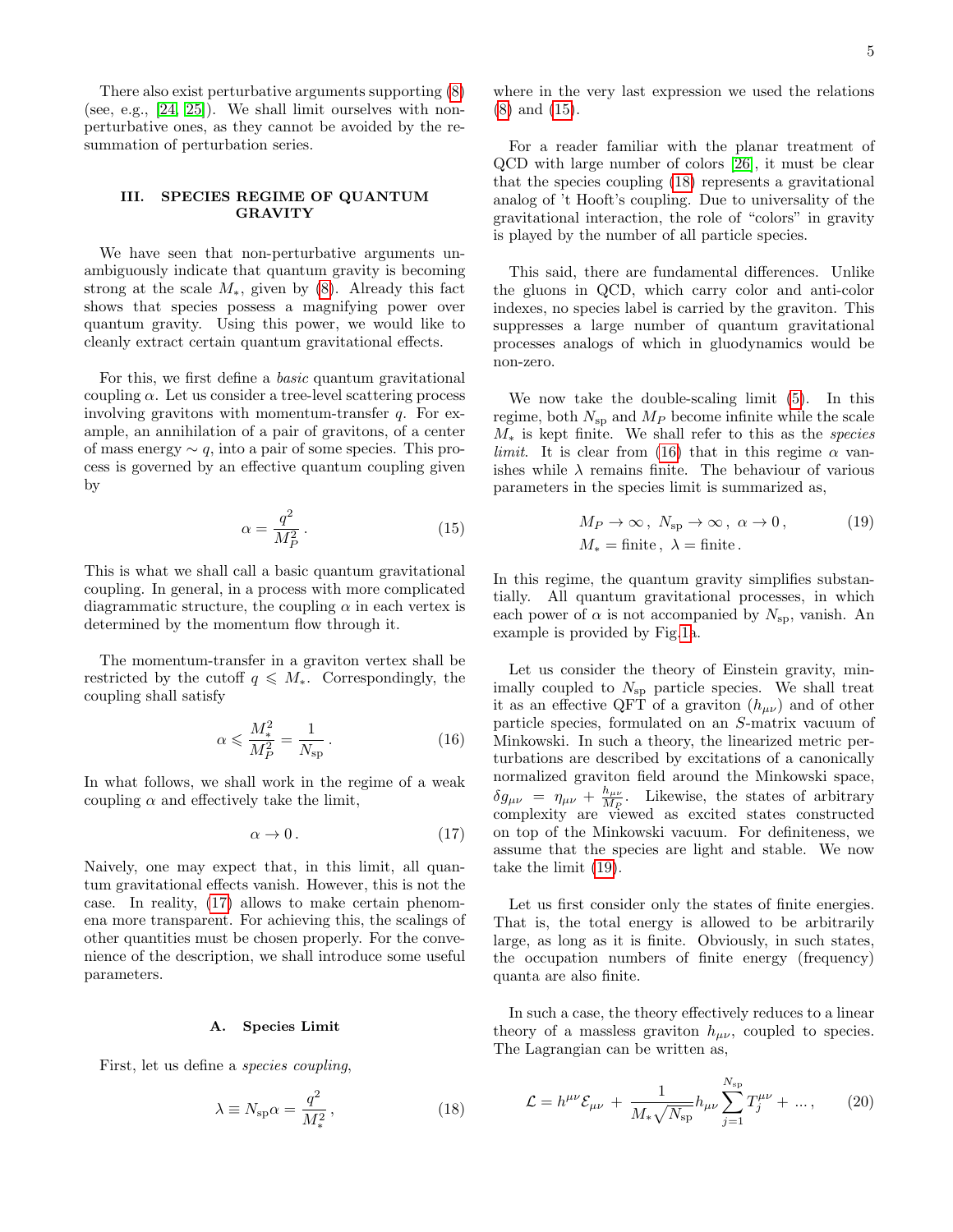There also exist perturbative arguments supporting (8) (see, e.g., [24, 25]). We shall limit ourselves with non-perturbative ones, as they cannot be avoided by the resummation of perturbation series.

## III. SPECIES REGIME OF QUANTUM GRAVITY

We have seen that non-perturbative arguments unambiguously indicate that quantum gravity is becoming strong at the scale $M_*$, given by (8). Already this fact shows that species possess a magnifying power over quantum gravity. Using this power, we would like to cleanly extract certain quantum gravitational effects.

For this, we first define a *basic* quantum gravitational coupling $\alpha$. Let us consider a tree-level scattering process involving gravitons with momentum-transfer $q$. For example, an annihilation of a pair of gravitons, of a center of mass energy $\sim q$, into a pair of some species. This process is governed by an effective quantum coupling given by

$$\alpha = \frac{q^2}{M_P^2}\,. \tag{15}$$

This is what we shall call a basic quantum gravitational coupling. In general, in a process with more complicated diagrammatic structure, the coupling $\alpha$ in each vertex is determined by the momentum flow through it.

The momentum-transfer in a graviton vertex shall be restricted by the cutoff $q \leqslant M_*$. Correspondingly, the coupling shall satisfy

$$\alpha \leqslant \frac{M_*^2}{M_P^2} = \frac{1}{N_{\rm sp}}\,. \tag{16}$$

In what follows, we shall work in the regime of a weak coupling $\alpha$ and effectively take the limit,

$$\alpha \to 0\,. \tag{17}$$

Naively, one may expect that, in this limit, all quantum gravitational effects vanish. However, this is not the case. In reality, (17) allows to make certain phenomena more transparent. For achieving this, the scalings of other quantities must be chosen properly. For the convenience of the description, we shall introduce some useful parameters.

### A. Species Limit

First, let us define a *species coupling*,

$$\lambda \equiv N_{\rm sp}\alpha = \frac{q^2}{M_*^2}\,, \tag{18}$$

where in the very last expression we used the relations (8) and (15).

For a reader familiar with the planar treatment of QCD with large number of colors [26], it must be clear that the species coupling (18) represents a gravitational analog of 't Hooft's coupling. Due to universality of the gravitational interaction, the role of "colors" in gravity is played by the number of all particle species.

This said, there are fundamental differences. Unlike the gluons in QCD, which carry color and anti-color indexes, no species label is carried by the graviton. This suppresses a large number of quantum gravitational processes analogs of which in gluodynamics would be non-zero.

We now take the double-scaling limit (5). In this regime, both $N_{\rm sp}$ and $M_P$ become infinite while the scale $M_*$ is kept finite. We shall refer to this as the *species limit*. It is clear from (16) that in this regime $\alpha$ vanishes while $\lambda$ remains finite. The behaviour of various parameters in the species limit is summarized as,

$$\begin{aligned} &M_P \to \infty\,,\; N_{\rm sp} \to \infty\,,\; \alpha \to 0\,, \\ &M_* = \text{finite}\,,\; \lambda = \text{finite}\,. \end{aligned} \tag{19}$$

In this regime, the quantum gravity simplifies substantially. All quantum gravitational processes, in which each power of $\alpha$ is not accompanied by $N_{\rm sp}$, vanish. An example is provided by Fig.1a.

Let us consider the theory of Einstein gravity, minimally coupled to $N_{\rm sp}$ particle species. We shall treat it as an effective QFT of a graviton ($h_{\mu\nu}$) and of other particle species, formulated on an $S$-matrix vacuum of Minkowski. In such a theory, the linearized metric perturbations are described by excitations of a canonically normalized graviton field around the Minkowski space, $\delta g_{\mu\nu} = \eta_{\mu\nu} + \frac{h_{\mu\nu}}{M_P}$. Likewise, the states of arbitrary complexity are viewed as excited states constructed on top of the Minkowski vacuum. For definiteness, we assume that the species are light and stable. We now take the limit (19).

Let us first consider only the states of finite energies. That is, the total energy is allowed to be arbitrarily large, as long as it is finite. Obviously, in such states, the occupation numbers of finite energy (frequency) quanta are also finite.

In such a case, the theory effectively reduces to a linear theory of a massless graviton $h_{\mu\nu}$, coupled to species. The Lagrangian can be written as,

$$\mathcal{L} = h^{\mu\nu}\mathcal{E}_{\mu\nu} + \frac{1}{M_*\sqrt{N_{\rm sp}}} h_{\mu\nu}\sum_{j=1}^{N_{\rm sp}} T_j^{\mu\nu} + \ldots\,, \tag{20}$$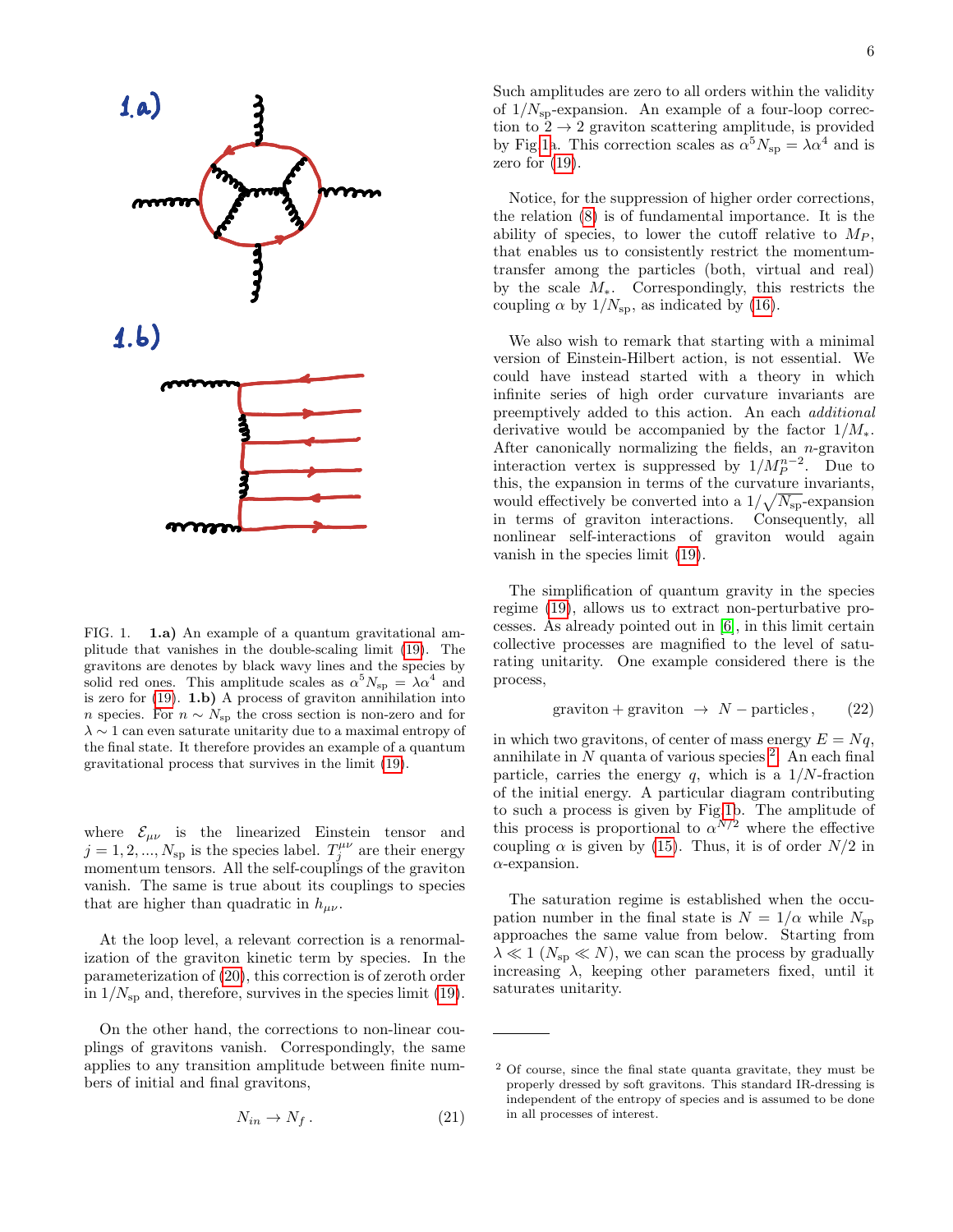FIG. 1. **1.a)** An example of a quantum gravitational amplitude that vanishes in the double-scaling limit (19). The gravitons are denotes by black wavy lines and the species by solid red ones. This amplitude scales as $\alpha^5 N_{\rm sp} = \lambda\alpha^4$ and is zero for (19). **1.b)** A process of graviton annihilation into $n$ species. For $n \sim N_{\rm sp}$ the cross section is non-zero and for $\lambda \sim 1$ can even saturate unitarity due to a maximal entropy of the final state. It therefore provides an example of a quantum gravitational process that survives in the limit (19).

where $\mathcal{E}_{\mu\nu}$ is the linearized Einstein tensor and $j = 1, 2, ..., N_{\rm sp}$ is the species label. $T_j^{\mu\nu}$ are their energy momentum tensors. All the self-couplings of the graviton vanish. The same is true about its couplings to species that are higher than quadratic in $h_{\mu\nu}$.

At the loop level, a relevant correction is a renormalization of the graviton kinetic term by species. In the parameterization of (20), this correction is of zeroth order in $1/N_{\rm sp}$ and, therefore, survives in the species limit (19).

On the other hand, the corrections to non-linear couplings of gravitons vanish. Correspondingly, the same applies to any transition amplitude between finite numbers of initial and final gravitons,

$$N_{in} \to N_f\,. \tag{21}$$

Such amplitudes are zero to all orders within the validity of $1/N_{\rm sp}$-expansion. An example of a four-loop correction to $2 \to 2$ graviton scattering amplitude, is provided by Fig 1a. This correction scales as $\alpha^5 N_{\rm sp} = \lambda\alpha^4$ and is zero for (19).

Notice, for the suppression of higher order corrections, the relation (8) is of fundamental importance. It is the ability of species, to lower the cutoff relative to $M_P$, that enables us to consistently restrict the momentum-transfer among the particles (both, virtual and real) by the scale $M_*$. Correspondingly, this restricts the coupling $\alpha$ by $1/N_{\rm sp}$, as indicated by (16).

We also wish to remark that starting with a minimal version of Einstein-Hilbert action, is not essential. We could have instead started with a theory in which infinite series of high order curvature invariants are preemptively added to this action. An each *additional* derivative would be accompanied by the factor $1/M_*$. After canonically normalizing the fields, an $n$-graviton interaction vertex is suppressed by $1/M_P^{n-2}$. Due to this, the expansion in terms of the curvature invariants, would effectively be converted into a $1/\sqrt{N_{\rm sp}}$-expansion in terms of graviton interactions. Consequently, all nonlinear self-interactions of graviton would again vanish in the species limit (19).

The simplification of quantum gravity in the species regime (19), allows us to extract non-perturbative processes. As already pointed out in [6], in this limit certain collective processes are magnified to the level of saturating unitarity. One example considered there is the process,

$$\text{graviton} + \text{graviton} \;\to\; N - \text{particles}\,, \tag{22}$$

in which two gravitons, of center of mass energy $E = Nq$, annihilate in $N$ quanta of various species [2]. An each final particle, carries the energy $q$, which is a $1/N$-fraction of the initial energy. A particular diagram contributing to such a process is given by Fig 1b. The amplitude of this process is proportional to $\alpha^{N/2}$ where the effective coupling $\alpha$ is given by (15). Thus, it is of order $N/2$ in $\alpha$-expansion.

The saturation regime is established when the occupation number in the final state is $N = 1/\alpha$ while $N_{\rm sp}$ approaches the same value from below. Starting from $\lambda \ll 1$ ($N_{\rm sp} \ll N$), we can scan the process by gradually increasing $\lambda$, keeping other parameters fixed, until it saturates unitarity.

[2] Of course, since the final state quanta gravitate, they must be properly dressed by soft gravitons. This standard IR-dressing is independent of the entropy of species and is assumed to be done in all processes of interest.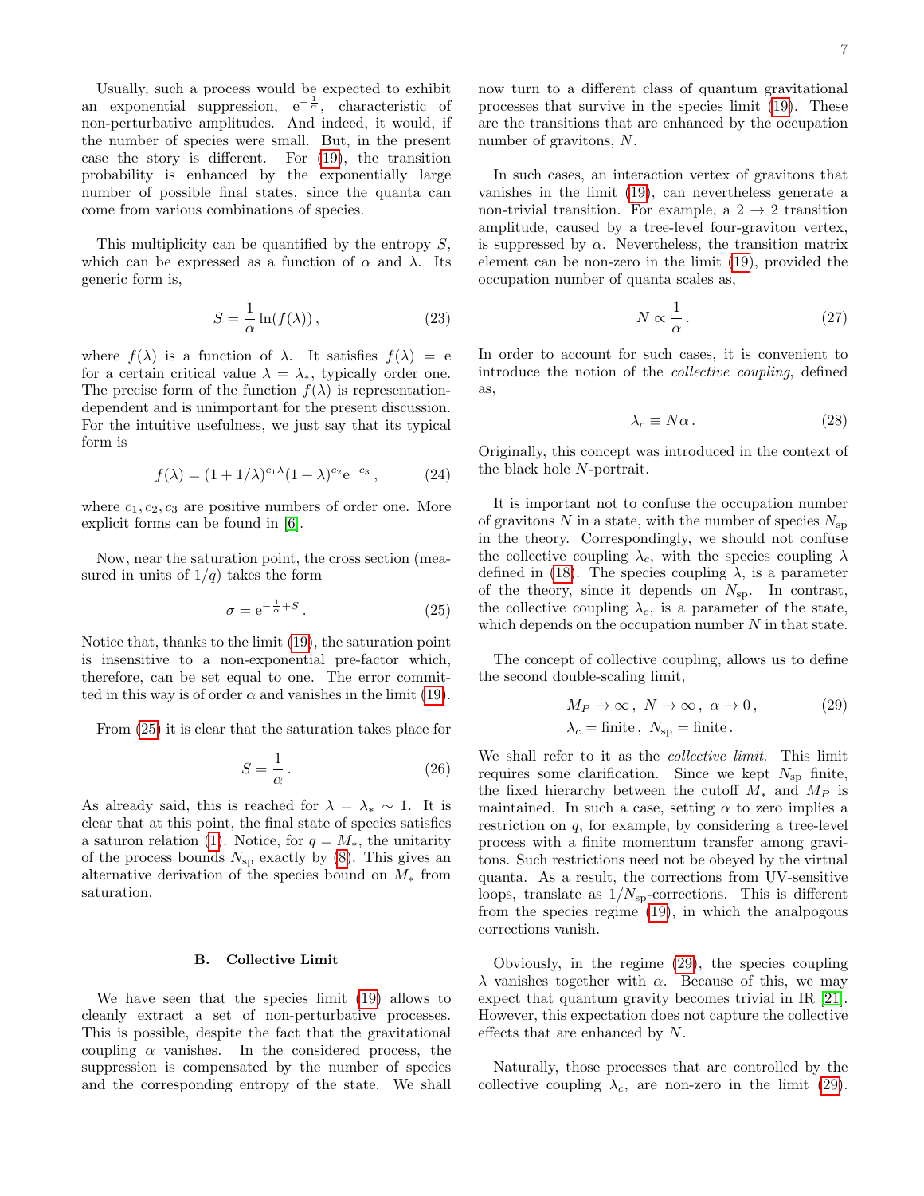Usually, such a process would be expected to exhibit an exponential suppression, $e^{-\frac{1}{\alpha}}$, characteristic of non-perturbative amplitudes. And indeed, it would, if the number of species were small. But, in the present case the story is different. For (19), the transition probability is enhanced by the exponentially large number of possible final states, since the quanta can come from various combinations of species.

This multiplicity can be quantified by the entropy $S$, which can be expressed as a function of $\alpha$ and $\lambda$. Its generic form is,

$$S = \frac{1}{\alpha} \ln(f(\lambda)) , \tag{23}$$

where $f(\lambda)$ is a function of $\lambda$. It satisfies $f(\lambda) = e$ for a certain critical value $\lambda = \lambda_*$, typically order one. The precise form of the function $f(\lambda)$ is representation-dependent and is unimportant for the present discussion. For the intuitive usefulness, we just say that its typical form is

$$f(\lambda) = (1 + 1/\lambda)^{c_1\lambda}(1 + \lambda)^{c_2} e^{-c_3} , \tag{24}$$

where $c_1, c_2, c_3$ are positive numbers of order one. More explicit forms can be found in [6].

Now, near the saturation point, the cross section (measured in units of $1/q$) takes the form

$$\sigma = e^{-\frac{1}{\alpha}+S} . \tag{25}$$

Notice that, thanks to the limit (19), the saturation point is insensitive to a non-exponential pre-factor which, therefore, can be set equal to one. The error committed in this way is of order $\alpha$ and vanishes in the limit (19).

From (25) it is clear that the saturation takes place for

$$S = \frac{1}{\alpha} . \tag{26}$$

As already said, this is reached for $\lambda = \lambda_* \sim 1$. It is clear that at this point, the final state of species satisfies a saturon relation (1). Notice, for $q = M_*$, the unitarity of the process bounds $N_{\rm sp}$ exactly by (8). This gives an alternative derivation of the species bound on $M_*$ from saturation.

### B. Collective Limit

We have seen that the species limit (19) allows to cleanly extract a set of non-perturbative processes. This is possible, despite the fact that the gravitational coupling $\alpha$ vanishes. In the considered process, the suppression is compensated by the number of species and the corresponding entropy of the state. We shall now turn to a different class of quantum gravitational processes that survive in the species limit (19). These are the transitions that are enhanced by the occupation number of gravitons, $N$.

In such cases, an interaction vertex of gravitons that vanishes in the limit (19), can nevertheless generate a non-trivial transition. For example, a $2 \to 2$ transition amplitude, caused by a tree-level four-graviton vertex, is suppressed by $\alpha$. Nevertheless, the transition matrix element can be non-zero in the limit (19), provided the occupation number of quanta scales as,

$$N \propto \frac{1}{\alpha} . \tag{27}$$

In order to account for such cases, it is convenient to introduce the notion of the *collective coupling*, defined as,

$$\lambda_c \equiv N\alpha . \tag{28}$$

Originally, this concept was introduced in the context of the black hole $N$-portrait.

It is important not to confuse the occupation number of gravitons $N$ in a state, with the number of species $N_{\rm sp}$ in the theory. Correspondingly, we should not confuse the collective coupling $\lambda_c$, with the species coupling $\lambda$ defined in (18). The species coupling $\lambda$, is a parameter of the theory, since it depends on $N_{\rm sp}$. In contrast, the collective coupling $\lambda_c$, is a parameter of the state, which depends on the occupation number $N$ in that state.

The concept of collective coupling, allows us to define the second double-scaling limit,

$$\begin{aligned} &M_P \to \infty , \ N \to \infty , \ \alpha \to 0 , \\ &\lambda_c = \text{finite} , \ N_{\rm sp} = \text{finite} . \end{aligned} \tag{29}$$

We shall refer to it as the *collective limit*. This limit requires some clarification. Since we kept $N_{\rm sp}$ finite, the fixed hierarchy between the cutoff $M_*$ and $M_P$ is maintained. In such a case, setting $\alpha$ to zero implies a restriction on $q$, for example, by considering a tree-level process with a finite momentum transfer among gravitons. Such restrictions need not be obeyed by the virtual quanta. As a result, the corrections from UV-sensitive loops, translate as $1/N_{\rm sp}$-corrections. This is different from the species regime (19), in which the analpogous corrections vanish.

Obviously, in the regime (29), the species coupling $\lambda$ vanishes together with $\alpha$. Because of this, we may expect that quantum gravity becomes trivial in IR [21]. However, this expectation does not capture the collective effects that are enhanced by $N$.

Naturally, those processes that are controlled by the collective coupling $\lambda_c$, are non-zero in the limit (29).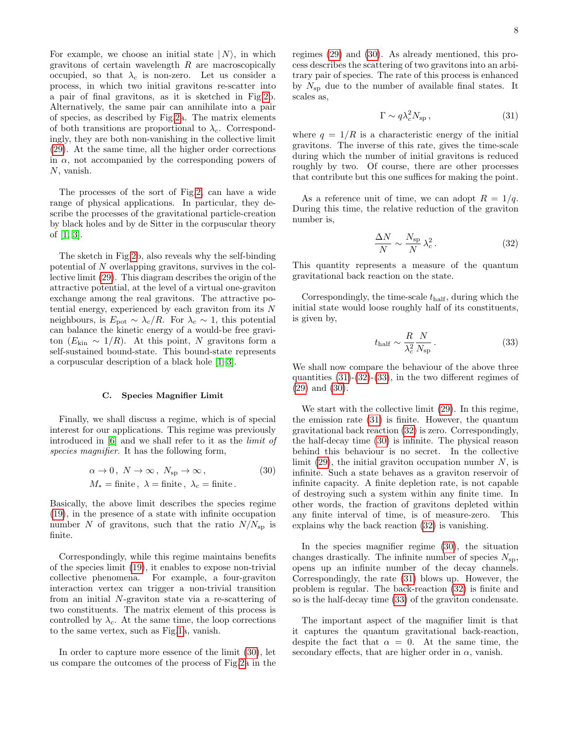For example, we choose an initial state $|N\rangle$, in which gravitons of certain wavelength $R$ are macroscopically occupied, so that $\lambda_c$ is non-zero. Let us consider a process, in which two initial gravitons re-scatter into a pair of final gravitons, as it is sketched in Fig.2b. Alternatively, the same pair can annihilate into a pair of species, as described by Fig.2a. The matrix elements of both transitions are proportional to $\lambda_c$. Correspondingly, they are both non-vanishing in the collective limit (29). At the same time, all the higher order corrections in $\alpha$, not accompanied by the corresponding powers of $N$, vanish.

The processes of the sort of Fig.2, can have a wide range of physical applications. In particular, they describe the processes of the gravitational particle-creation by black holes and by de Sitter in the corpuscular theory of [1, 3].

The sketch in Fig.2b, also reveals why the self-binding potential of $N$ overlapping gravitons, survives in the collective limit (29). This diagram describes the origin of the attractive potential, at the level of a virtual one-graviton exchange among the real gravitons. The attractive potential energy, experienced by each graviton from its $N$ neighbours, is $E_{\rm pot} \sim \lambda_c/R$. For $\lambda_c \sim 1$, this potential can balance the kinetic energy of a would-be free graviton ($E_{\rm kin} \sim 1/R$). At this point, $N$ gravitons form a self-sustained bound-state. This bound-state represents a corpuscular description of a black hole [1–3].

### C. Species Magnifier Limit

Finally, we shall discuss a regime, which is of special interest for our applications. This regime was previously introduced in [6] and we shall refer to it as the *limit of species magnifier*. It has the following form,

$$\begin{aligned} &\alpha \to 0\,,\ N \to \infty\,,\ N_{\rm sp} \to \infty\,, \\ &M_* = \text{finite}\,,\ \lambda = \text{finite}\,,\ \lambda_c = \text{finite}\,. \end{aligned} \tag{30}$$

Basically, the above limit describes the species regime (19), in the presence of a state with infinite occupation number $N$ of gravitons, such that the ratio $N/N_{\rm sp}$ is finite.

Correspondingly, while this regime maintains benefits of the species limit (19), it enables to expose non-trivial collective phenomena. For example, a four-graviton interaction vertex can trigger a non-trivial transition from an initial $N$-graviton state via a re-scattering of two constituents. The matrix element of this process is controlled by $\lambda_c$. At the same time, the loop corrections to the same vertex, such as Fig.1a, vanish.

In order to capture more essence of the limit (30), let us compare the outcomes of the process of Fig.2a in the regimes (29) and (30). As already mentioned, this process describes the scattering of two gravitons into an arbitrary pair of species. The rate of this process is enhanced by $N_{\rm sp}$ due to the number of available final states. It scales as,

$$\Gamma \sim q\lambda_c^2 N_{\rm sp}\,, \tag{31}$$

where $q = 1/R$ is a characteristic energy of the initial gravitons. The inverse of this rate, gives the time-scale during which the number of initial gravitons is reduced roughly by two. Of course, there are other processes that contribute but this one suffices for making the point.

As a reference unit of time, we can adopt $R = 1/q$. During this time, the relative reduction of the graviton number is,

$$\frac{\Delta N}{N} \sim \frac{N_{\rm sp}}{N}\,\lambda_c^2\,. \tag{32}$$

This quantity represents a measure of the quantum gravitational back reaction on the state.

Correspondingly, the time-scale $t_{\rm half}$, during which the initial state would loose roughly half of its constituents, is given by,

$$t_{\rm half} \sim \frac{R}{\lambda_c^2}\frac{N}{N_{\rm sp}}\,. \tag{33}$$

We shall now compare the behaviour of the above three quantities (31)-(32)-(33), in the two different regimes of (29) and (30).

We start with the collective limit (29). In this regime, the emission rate (31) is finite. However, the quantum gravitational back reaction (32) is zero. Correspondingly, the half-decay time (30) is infinite. The physical reason behind this behaviour is no secret. In the collective limit (29), the initial graviton occupation number $N$, is infinite. Such a state behaves as a graviton reservoir of infinite capacity. A finite depletion rate, is not capable of destroying such a system within any finite time. In other words, the fraction of gravitons depleted within any finite interval of time, is of measure-zero. This explains why the back reaction (32) is vanishing.

In the species magnifier regime (30), the situation changes drastically. The infinite number of species $N_{\rm sp}$, opens up an infinite number of the decay channels. Correspondingly, the rate (31) blows up. However, the problem is regular. The back-reaction (32) is finite and so is the half-decay time (33) of the graviton condensate.

The important aspect of the magnifier limit is that it captures the quantum gravitational back-reaction, despite the fact that $\alpha = 0$. At the same time, the secondary effects, that are higher order in $\alpha$, vanish.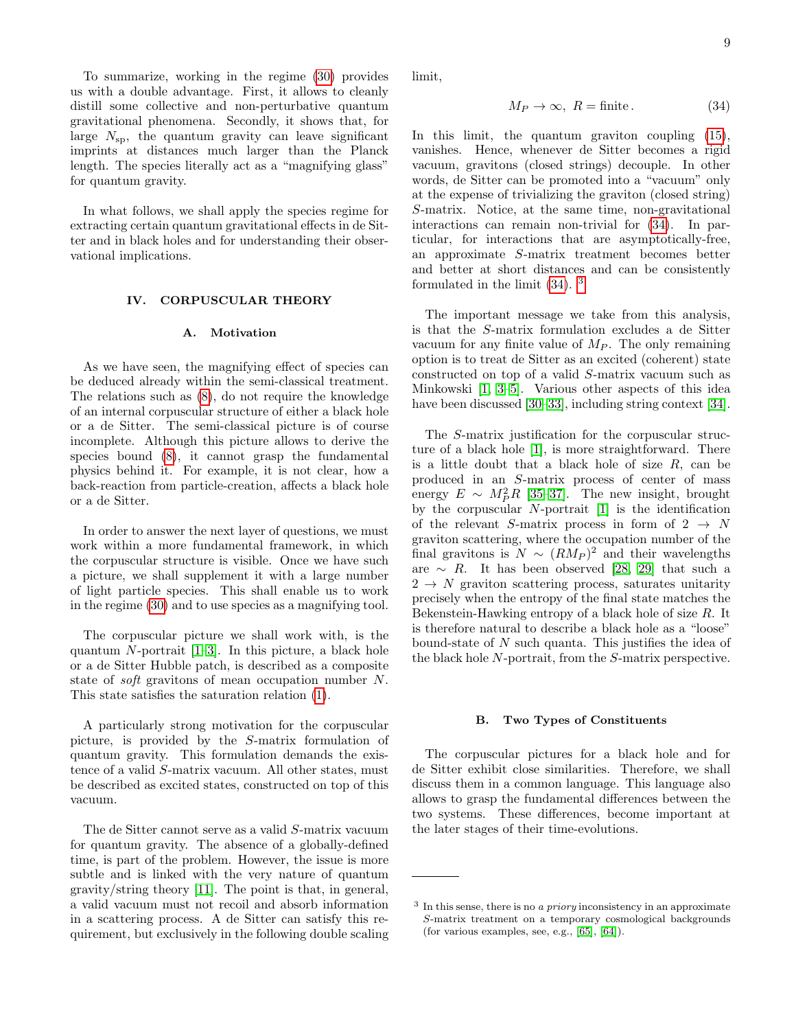To summarize, working in the regime (30) provides us with a double advantage. First, it allows to cleanly distill some collective and non-perturbative quantum gravitational phenomena. Secondly, it shows that, for large $N_{\rm sp}$, the quantum gravity can leave significant imprints at distances much larger than the Planck length. The species literally act as a "magnifying glass" for quantum gravity.

In what follows, we shall apply the species regime for extracting certain quantum gravitational effects in de Sitter and in black holes and for understanding their observational implications.

## IV. CORPUSCULAR THEORY

### A. Motivation

As we have seen, the magnifying effect of species can be deduced already within the semi-classical treatment. The relations such as (8), do not require the knowledge of an internal corpuscular structure of either a black hole or a de Sitter. The semi-classical picture is of course incomplete. Although this picture allows to derive the species bound (8), it cannot grasp the fundamental physics behind it. For example, it is not clear, how a back-reaction from particle-creation, affects a black hole or a de Sitter.

In order to answer the next layer of questions, we must work within a more fundamental framework, in which the corpuscular structure is visible. Once we have such a picture, we shall supplement it with a large number of light particle species. This shall enable us to work in the regime (30) and to use species as a magnifying tool.

The corpuscular picture we shall work with, is the quantum $N$-portrait [1–3]. In this picture, a black hole or a de Sitter Hubble patch, is described as a composite state of *soft* gravitons of mean occupation number $N$. This state satisfies the saturation relation (1).

A particularly strong motivation for the corpuscular picture, is provided by the $S$-matrix formulation of quantum gravity. This formulation demands the existence of a valid $S$-matrix vacuum. All other states, must be described as excited states, constructed on top of this vacuum.

The de Sitter cannot serve as a valid $S$-matrix vacuum for quantum gravity. The absence of a globally-defined time, is part of the problem. However, the issue is more subtle and is linked with the very nature of quantum gravity/string theory [11]. The point is that, in general, a valid vacuum must not recoil and absorb information in a scattering process. A de Sitter can satisfy this requirement, but exclusively in the following double scaling limit,

$$M_P \rightarrow \infty, \; R = \text{finite}\,. \tag{34}$$

In this limit, the quantum graviton coupling (15), vanishes. Hence, whenever de Sitter becomes a rigid vacuum, gravitons (closed strings) decouple. In other words, de Sitter can be promoted into a "vacuum" only at the expense of trivializing the graviton (closed string) $S$-matrix. Notice, at the same time, non-gravitational interactions can remain non-trivial for (34). In particular, for interactions that are asymptotically-free, an approximate $S$-matrix treatment becomes better and better at short distances and can be consistently formulated in the limit (34). [3]

The important message we take from this analysis, is that the $S$-matrix formulation excludes a de Sitter vacuum for any finite value of $M_P$. The only remaining option is to treat de Sitter as an excited (coherent) state constructed on top of a valid $S$-matrix vacuum such as Minkowski [1, 3–5]. Various other aspects of this idea have been discussed [30–33], including string context [34].

The $S$-matrix justification for the corpuscular structure of a black hole [1], is more straightforward. There is a little doubt that a black hole of size $R$, can be produced in an $S$-matrix process of center of mass energy $E \sim M_P^2 R$ [35–37]. The new insight, brought by the corpuscular $N$-portrait [1] is the identification of the relevant $S$-matrix process in form of $2 \rightarrow N$ graviton scattering, where the occupation number of the final gravitons is $N \sim (RM_P)^2$ and their wavelengths are $\sim R$. It has been observed [28, 29] that such a $2 \rightarrow N$ graviton scattering process, saturates unitarity precisely when the entropy of the final state matches the Bekenstein-Hawking entropy of a black hole of size $R$. It is therefore natural to describe a black hole as a "loose" bound-state of $N$ such quanta. This justifies the idea of the black hole $N$-portrait, from the $S$-matrix perspective.

### B. Two Types of Constituents

The corpuscular pictures for a black hole and for de Sitter exhibit close similarities. Therefore, we shall discuss them in a common language. This language also allows to grasp the fundamental differences between the two systems. These differences, become important at the later stages of their time-evolutions.

---

[3] In this sense, there is no *a priory* inconsistency in an approximate $S$-matrix treatment on a temporary cosmological backgrounds (for various examples, see, e.g., [65], [64]).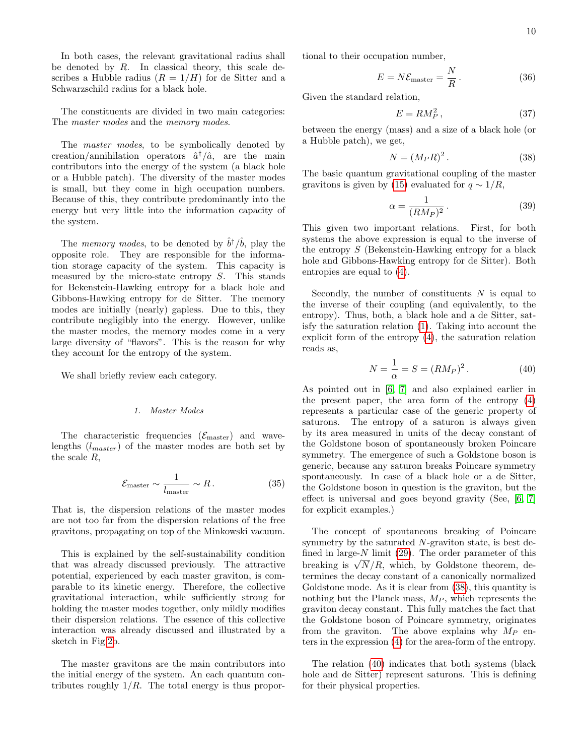In both cases, the relevant gravitational radius shall be denoted by $R$. In classical theory, this scale describes a Hubble radius ($R = 1/H$) for de Sitter and a Schwarzschild radius for a black hole.

The constituents are divided in two main categories: The *master modes* and the *memory modes*.

The *master modes*, to be symbolically denoted by creation/annihilation operators $\hat{a}^\dagger/\hat{a}$, are the main contributors into the energy of the system (a black hole or a Hubble patch). The diversity of the master modes is small, but they come in high occupation numbers. Because of this, they contribute predominantly into the energy but very little into the information capacity of the system.

The *memory modes*, to be denoted by $\hat{b}^\dagger/\hat{b}$, play the opposite role. They are responsible for the information storage capacity of the system. This capacity is measured by the micro-state entropy $S$. This stands for Bekenstein-Hawking entropy for a black hole and Gibbons-Hawking entropy for de Sitter. The memory modes are initially (nearly) gapless. Due to this, they contribute negligibly into the energy. However, unlike the master modes, the memory modes come in a very large diversity of "flavors". This is the reason for why they account for the entropy of the system.

We shall briefly review each category.

#### 1. Master Modes

The characteristic frequencies ($\mathcal{E}_{\text{master}}$) and wavelengths ($l_{master}$) of the master modes are both set by the scale $R$,

$$\mathcal{E}_{\text{master}} \sim \frac{1}{l_{\text{master}}} \sim R\,. \tag{35}$$

That is, the dispersion relations of the master modes are not too far from the dispersion relations of the free gravitons, propagating on top of the Minkowski vacuum.

This is explained by the self-sustainability condition that was already discussed previously. The attractive potential, experienced by each master graviton, is comparable to its kinetic energy. Therefore, the collective gravitational interaction, while sufficiently strong for holding the master modes together, only mildly modifies their dispersion relations. The essence of this collective interaction was already discussed and illustrated by a sketch in Fig.2b.

The master gravitons are the main contributors into the initial energy of the system. An each quantum contributes roughly $1/R$. The total energy is thus proportional to their occupation number,

$$E = N\mathcal{E}_{\text{master}} = \frac{N}{R}\,. \tag{36}$$

Given the standard relation,

$$E = RM_P^2\,, \tag{37}$$

between the energy (mass) and a size of a black hole (or a Hubble patch), we get,

$$N = (M_P R)^2\,. \tag{38}$$

The basic quantum gravitational coupling of the master gravitons is given by (15) evaluated for $q \sim 1/R$,

$$\alpha = \frac{1}{(RM_P)^2}\,. \tag{39}$$

This given two important relations. First, for both systems the above expression is equal to the inverse of the entropy $S$ (Bekenstein-Hawking entropy for a black hole and Gibbons-Hawking entropy for de Sitter). Both entropies are equal to (4).

Secondly, the number of constituents $N$ is equal to the inverse of their coupling (and equivalently, to the entropy). Thus, both, a black hole and a de Sitter, satisfy the saturation relation (1). Taking into account the explicit form of the entropy (4), the saturation relation reads as,

$$N = \frac{1}{\alpha} = S = (RM_P)^2\,. \tag{40}$$

As pointed out in [6, 7] and also explained earlier in the present paper, the area form of the entropy (4) represents a particular case of the generic property of saturons. The entropy of a saturon is always given by its area measured in units of the decay constant of the Goldstone boson of spontaneously broken Poincare symmetry. The emergence of such a Goldstone boson is generic, because any saturon breaks Poincare symmetry spontaneously. In case of a black hole or a de Sitter, the Goldstone boson in question is the graviton, but the effect is universal and goes beyond gravity (See, [6, 7] for explicit examples.)

The concept of spontaneous breaking of Poincare symmetry by the saturated $N$-graviton state, is best defined in large-$N$ limit (29). The order parameter of this breaking is $\sqrt{N}/R$, which, by Goldstone theorem, determines the decay constant of a canonically normalized Goldstone mode. As it is clear from (38), this quantity is nothing but the Planck mass, $M_P$, which represents the graviton decay constant. This fully matches the fact that the Goldstone boson of Poincare symmetry, originates from the graviton. The above explains why $M_P$ enters in the expression (4) for the area-form of the entropy.

The relation (40) indicates that both systems (black hole and de Sitter) represent saturons. This is defining for their physical properties.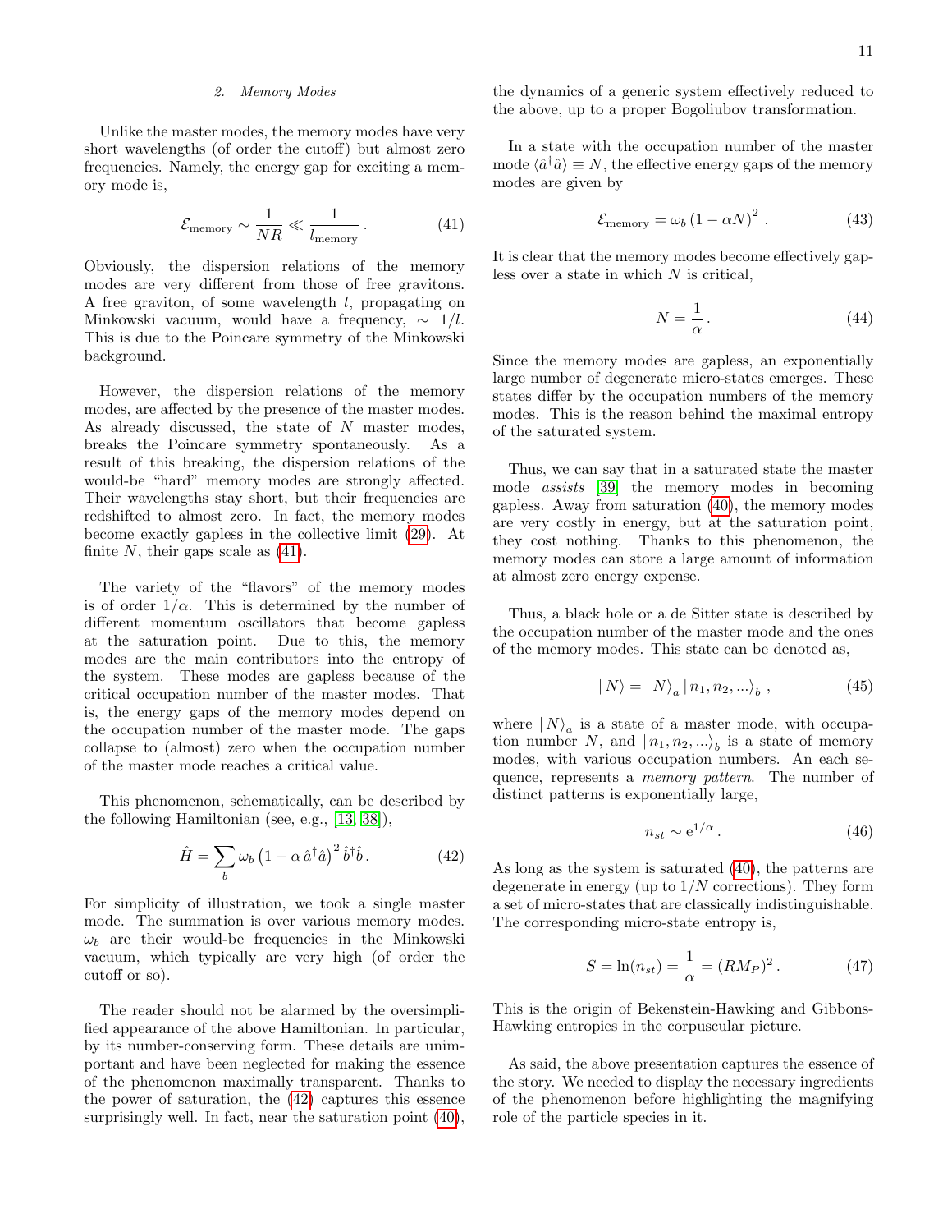### 2. Memory Modes

Unlike the master modes, the memory modes have very short wavelengths (of order the cutoff) but almost zero frequencies. Namely, the energy gap for exciting a memory mode is,

$$\mathcal{E}_{\rm memory} \sim \frac{1}{NR} \ll \frac{1}{l_{\rm memory}} \,. \tag{41}$$

Obviously, the dispersion relations of the memory modes are very different from those of free gravitons. A free graviton, of some wavelength $l$, propagating on Minkowski vacuum, would have a frequency, $\sim 1/l$. This is due to the Poincare symmetry of the Minkowski background.

However, the dispersion relations of the memory modes, are affected by the presence of the master modes. As already discussed, the state of $N$ master modes, breaks the Poincare symmetry spontaneously. As a result of this breaking, the dispersion relations of the would-be "hard" memory modes are strongly affected. Their wavelengths stay short, but their frequencies are redshifted to almost zero. In fact, the memory modes become exactly gapless in the collective limit (29). At finite $N$, their gaps scale as (41).

The variety of the "flavors" of the memory modes is of order $1/\alpha$. This is determined by the number of different momentum oscillators that become gapless at the saturation point. Due to this, the memory modes are the main contributors into the entropy of the system. These modes are gapless because of the critical occupation number of the master modes. That is, the energy gaps of the memory modes depend on the occupation number of the master mode. The gaps collapse to (almost) zero when the occupation number of the master mode reaches a critical value.

This phenomenon, schematically, can be described by the following Hamiltonian (see, e.g., [13, 38]),

$$\hat{H} = \sum_b \omega_b \left(1 - \alpha\, \hat{a}^\dagger \hat{a}\right)^2 \hat{b}^\dagger \hat{b} \,. \tag{42}$$

For simplicity of illustration, we took a single master mode. The summation is over various memory modes. $\omega_b$ are their would-be frequencies in the Minkowski vacuum, which typically are very high (of order the cutoff or so).

The reader should not be alarmed by the oversimplified appearance of the above Hamiltonian. In particular, by its number-conserving form. These details are unimportant and have been neglected for making the essence of the phenomenon maximally transparent. Thanks to the power of saturation, the (42) captures this essence surprisingly well. In fact, near the saturation point (40), the dynamics of a generic system effectively reduced to the above, up to a proper Bogoliubov transformation.

In a state with the occupation number of the master mode $\langle \hat{a}^\dagger \hat{a} \rangle \equiv N$, the effective energy gaps of the memory modes are given by

$$\mathcal{E}_{\rm memory} = \omega_b \left(1 - \alpha N\right)^2 \,. \tag{43}$$

It is clear that the memory modes become effectively gapless over a state in which $N$ is critical,

$$N = \frac{1}{\alpha} \,. \tag{44}$$

Since the memory modes are gapless, an exponentially large number of degenerate micro-states emerges. These states differ by the occupation numbers of the memory modes. This is the reason behind the maximal entropy of the saturated system.

Thus, we can say that in a saturated state the master mode *assists* [39] the memory modes in becoming gapless. Away from saturation (40), the memory modes are very costly in energy, but at the saturation point, they cost nothing. Thanks to this phenomenon, the memory modes can store a large amount of information at almost zero energy expense.

Thus, a black hole or a de Sitter state is described by the occupation number of the master mode and the ones of the memory modes. This state can be denoted as,

$$|\, N \rangle = |\, N \rangle_a \, |\, n_1, n_2, ... \rangle_b \,, \tag{45}$$

where $|\, N \rangle_a$ is a state of a master mode, with occupation number $N$, and $|\, n_1, n_2, ... \rangle_b$ is a state of memory modes, with various occupation numbers. An each sequence, represents a *memory pattern*. The number of distinct patterns is exponentially large,

$$n_{st} \sim {\rm e}^{1/\alpha} \,. \tag{46}$$

As long as the system is saturated (40), the patterns are degenerate in energy (up to $1/N$ corrections). They form a set of micro-states that are classically indistinguishable. The corresponding micro-state entropy is,

$$S = \ln(n_{st}) = \frac{1}{\alpha} = (RM_P)^2 \,. \tag{47}$$

This is the origin of Bekenstein-Hawking and Gibbons-Hawking entropies in the corpuscular picture.

As said, the above presentation captures the essence of the story. We needed to display the necessary ingredients of the phenomenon before highlighting the magnifying role of the particle species in it.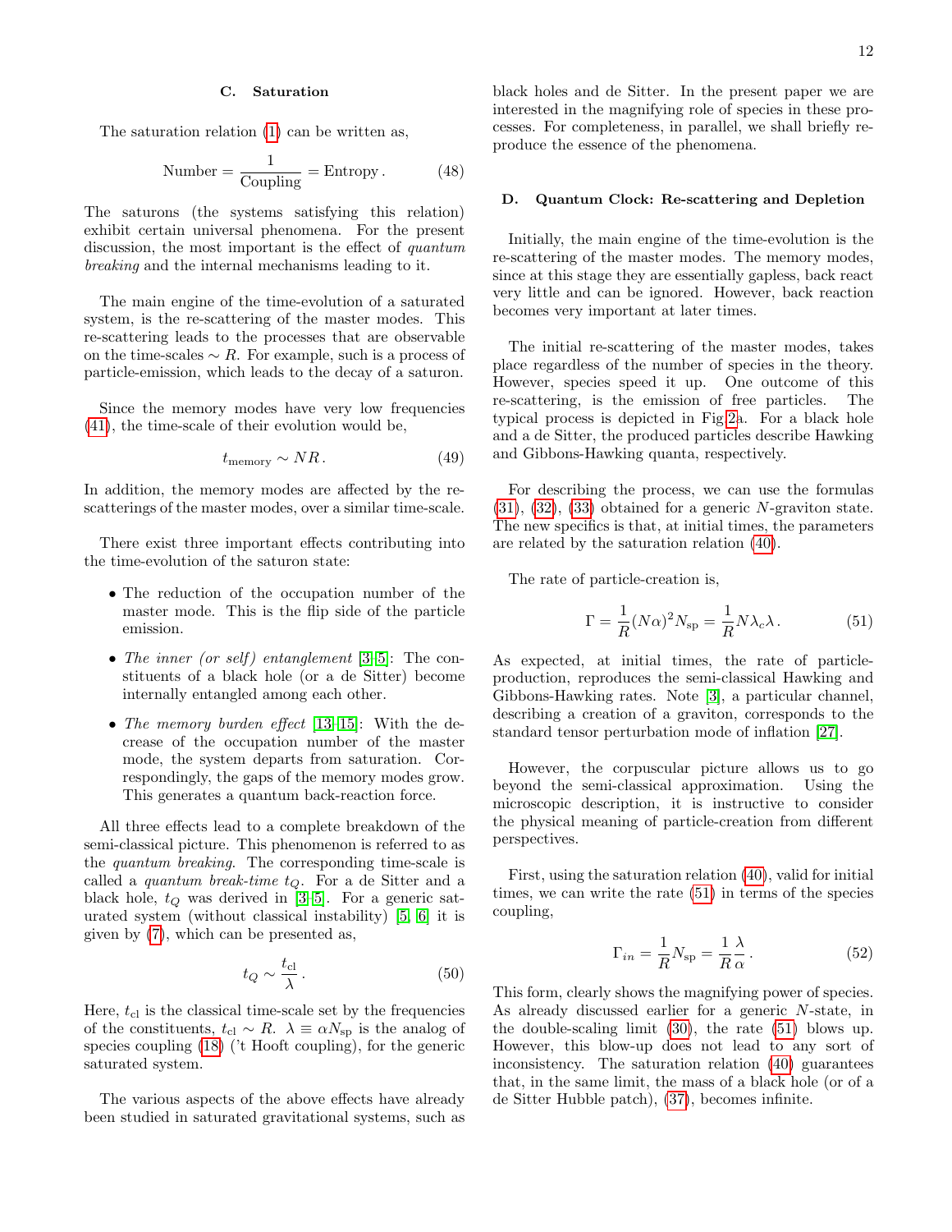### C. Saturation

The saturation relation (1) can be written as,

$$\text{Number} = \frac{1}{\text{Coupling}} = \text{Entropy}\,. \tag{48}$$

The saturons (the systems satisfying this relation) exhibit certain universal phenomena. For the present discussion, the most important is the effect of *quantum breaking* and the internal mechanisms leading to it.

The main engine of the time-evolution of a saturated system, is the re-scattering of the master modes. This re-scattering leads to the processes that are observable on the time-scales $\sim R$. For example, such is a process of particle-emission, which leads to the decay of a saturon.

Since the memory modes have very low frequencies (41), the time-scale of their evolution would be,

$$t_{\text{memory}} \sim NR\,. \tag{49}$$

In addition, the memory modes are affected by the re-scatterings of the master modes, over a similar time-scale.

There exist three important effects contributing into the time-evolution of the saturon state:

- The reduction of the occupation number of the master mode. This is the flip side of the particle emission.
- *The inner (or self) entanglement* [3–5]: The constituents of a black hole (or a de Sitter) become internally entangled among each other.
- *The memory burden effect* [13–15]: With the decrease of the occupation number of the master mode, the system departs from saturation. Correspondingly, the gaps of the memory modes grow. This generates a quantum back-reaction force.

All three effects lead to a complete breakdown of the semi-classical picture. This phenomenon is referred to as the *quantum breaking*. The corresponding time-scale is called a *quantum break-time* $t_Q$. For a de Sitter and a black hole, $t_Q$ was derived in [3–5]. For a generic saturated system (without classical instability) [5, 6] it is given by (7), which can be presented as,

$$t_Q \sim \frac{t_{\text{cl}}}{\lambda}\,. \tag{50}$$

Here, $t_{\text{cl}}$ is the classical time-scale set by the frequencies of the constituents, $t_{\text{cl}} \sim R$. $\lambda \equiv \alpha N_{\text{sp}}$ is the analog of species coupling (18) ('t Hooft coupling), for the generic saturated system.

The various aspects of the above effects have already been studied in saturated gravitational systems, such as black holes and de Sitter. In the present paper we are interested in the magnifying role of species in these processes. For completeness, in parallel, we shall briefly reproduce the essence of the phenomena.

### D. Quantum Clock: Re-scattering and Depletion

Initially, the main engine of the time-evolution is the re-scattering of the master modes. The memory modes, since at this stage they are essentially gapless, back react very little and can be ignored. However, back reaction becomes very important at later times.

The initial re-scattering of the master modes, takes place regardless of the number of species in the theory. However, species speed it up. One outcome of this re-scattering, is the emission of free particles. The typical process is depicted in Fig 2a. For a black hole and a de Sitter, the produced particles describe Hawking and Gibbons-Hawking quanta, respectively.

For describing the process, we can use the formulas (31), (32), (33) obtained for a generic $N$-graviton state. The new specifics is that, at initial times, the parameters are related by the saturation relation (40).

The rate of particle-creation is,

$$\Gamma = \frac{1}{R}(N\alpha)^2 N_{\text{sp}} = \frac{1}{R} N \lambda_c \lambda\,. \tag{51}$$

As expected, at initial times, the rate of particle-production, reproduces the semi-classical Hawking and Gibbons-Hawking rates. Note [3], a particular channel, describing a creation of a graviton, corresponds to the standard tensor perturbation mode of inflation [27].

However, the corpuscular picture allows us to go beyond the semi-classical approximation. Using the microscopic description, it is instructive to consider the physical meaning of particle-creation from different perspectives.

First, using the saturation relation (40), valid for initial times, we can write the rate (51) in terms of the species coupling,

$$\Gamma_{in} = \frac{1}{R} N_{\text{sp}} = \frac{1}{R}\frac{\lambda}{\alpha}\,. \tag{52}$$

This form, clearly shows the magnifying power of species. As already discussed earlier for a generic $N$-state, in the double-scaling limit (30), the rate (51) blows up. However, this blow-up does not lead to any sort of inconsistency. The saturation relation (40) guarantees that, in the same limit, the mass of a black hole (or of a de Sitter Hubble patch), (37), becomes infinite.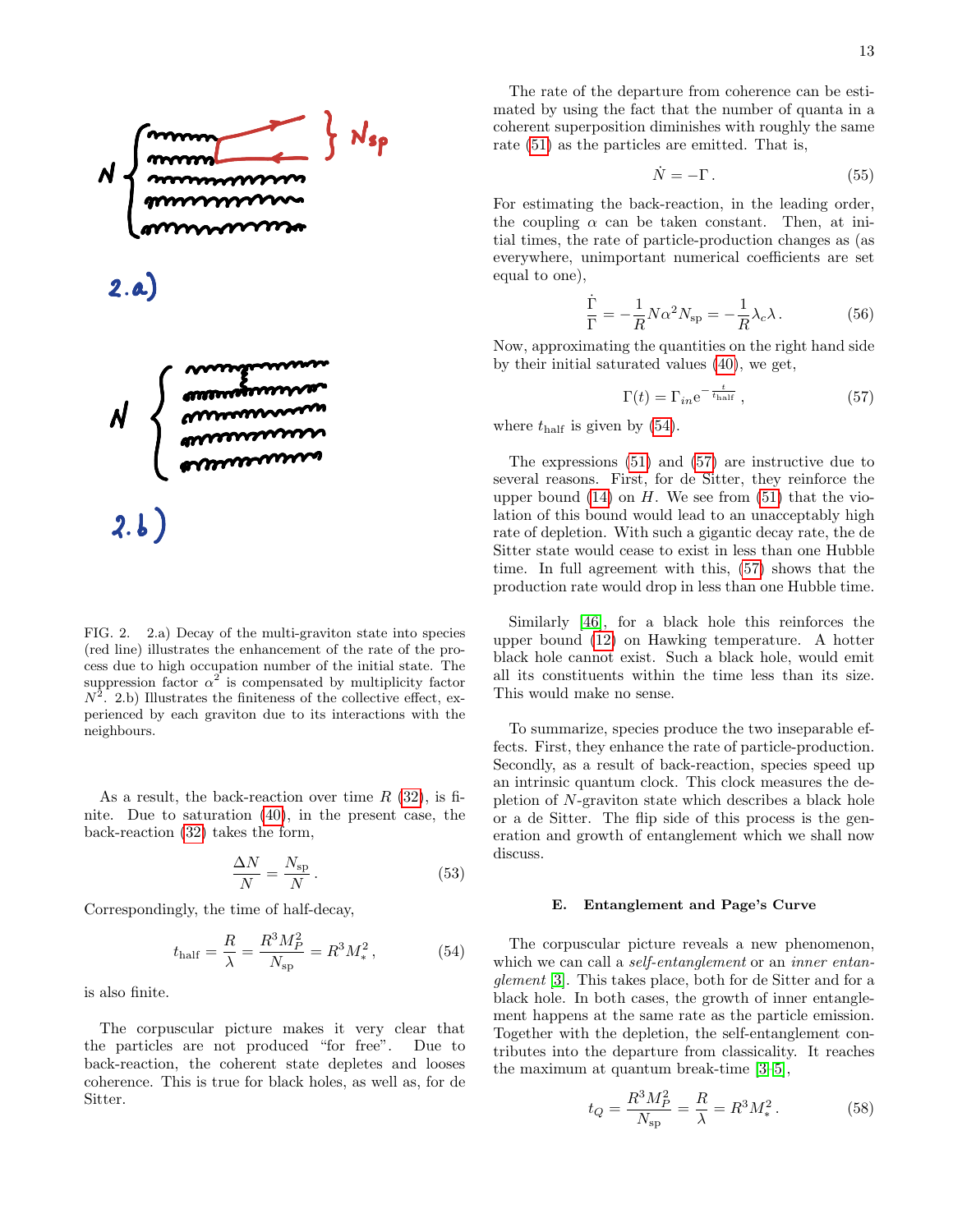FIG. 2. 2.a) Decay of the multi-graviton state into species (red line) illustrates the enhancement of the rate of the process due to high occupation number of the initial state. The suppression factor $\alpha^2$ is compensated by multiplicity factor $N^2$. 2.b) Illustrates the finiteness of the collective effect, experienced by each graviton due to its interactions with the neighbours.

As a result, the back-reaction over time $R$ (32), is finite. Due to saturation (40), in the present case, the back-reaction (32) takes the form,

$$\frac{\Delta N}{N} = \frac{N_{\rm sp}}{N} \,. \tag{53}$$

Correspondingly, the time of half-decay,

$$t_{\rm half} = \frac{R}{\lambda} = \frac{R^3 M_P^2}{N_{\rm sp}} = R^3 M_*^2 \,, \tag{54}$$

is also finite.

The corpuscular picture makes it very clear that the particles are not produced "for free". Due to back-reaction, the coherent state depletes and looses coherence. This is true for black holes, as well as, for de Sitter.

The rate of the departure from coherence can be estimated by using the fact that the number of quanta in a coherent superposition diminishes with roughly the same rate (51) as the particles are emitted. That is,

$$\dot{N} = -\Gamma \,. \tag{55}$$

For estimating the back-reaction, in the leading order, the coupling $\alpha$ can be taken constant. Then, at initial times, the rate of particle-production changes as (as everywhere, unimportant numerical coefficients are set equal to one),

$$\frac{\dot{\Gamma}}{\Gamma} = -\frac{1}{R} N \alpha^2 N_{\rm sp} = -\frac{1}{R} \lambda_c \lambda \,. \tag{56}$$

Now, approximating the quantities on the right hand side by their initial saturated values (40), we get,

$$\Gamma(t) = \Gamma_{in} {\rm e}^{-\frac{t}{t_{\rm half}}} \,, \tag{57}$$

where $t_{\rm half}$ is given by (54).

The expressions (51) and (57) are instructive due to several reasons. First, for de Sitter, they reinforce the upper bound (14) on $H$. We see from (51) that the violation of this bound would lead to an unacceptably high rate of depletion. With such a gigantic decay rate, the de Sitter state would cease to exist in less than one Hubble time. In full agreement with this, (57) shows that the production rate would drop in less than one Hubble time.

Similarly [46], for a black hole this reinforces the upper bound (12) on Hawking temperature. A hotter black hole cannot exist. Such a black hole, would emit all its constituents within the time less than its size. This would make no sense.

To summarize, species produce the two inseparable effects. First, they enhance the rate of particle-production. Secondly, as a result of back-reaction, species speed up an intrinsic quantum clock. This clock measures the depletion of $N$-graviton state which describes a black hole or a de Sitter. The flip side of this process is the generation and growth of entanglement which we shall now discuss.

### E. Entanglement and Page's Curve

The corpuscular picture reveals a new phenomenon, which we can call a *self-entanglement* or an *inner entanglement* [3]. This takes place, both for de Sitter and for a black hole. In both cases, the growth of inner entanglement happens at the same rate as the particle emission. Together with the depletion, the self-entanglement contributes into the departure from classicality. It reaches the maximum at quantum break-time [3–5],

$$t_Q = \frac{R^3 M_P^2}{N_{\rm sp}} = \frac{R}{\lambda} = R^3 M_*^2 \,. \tag{58}$$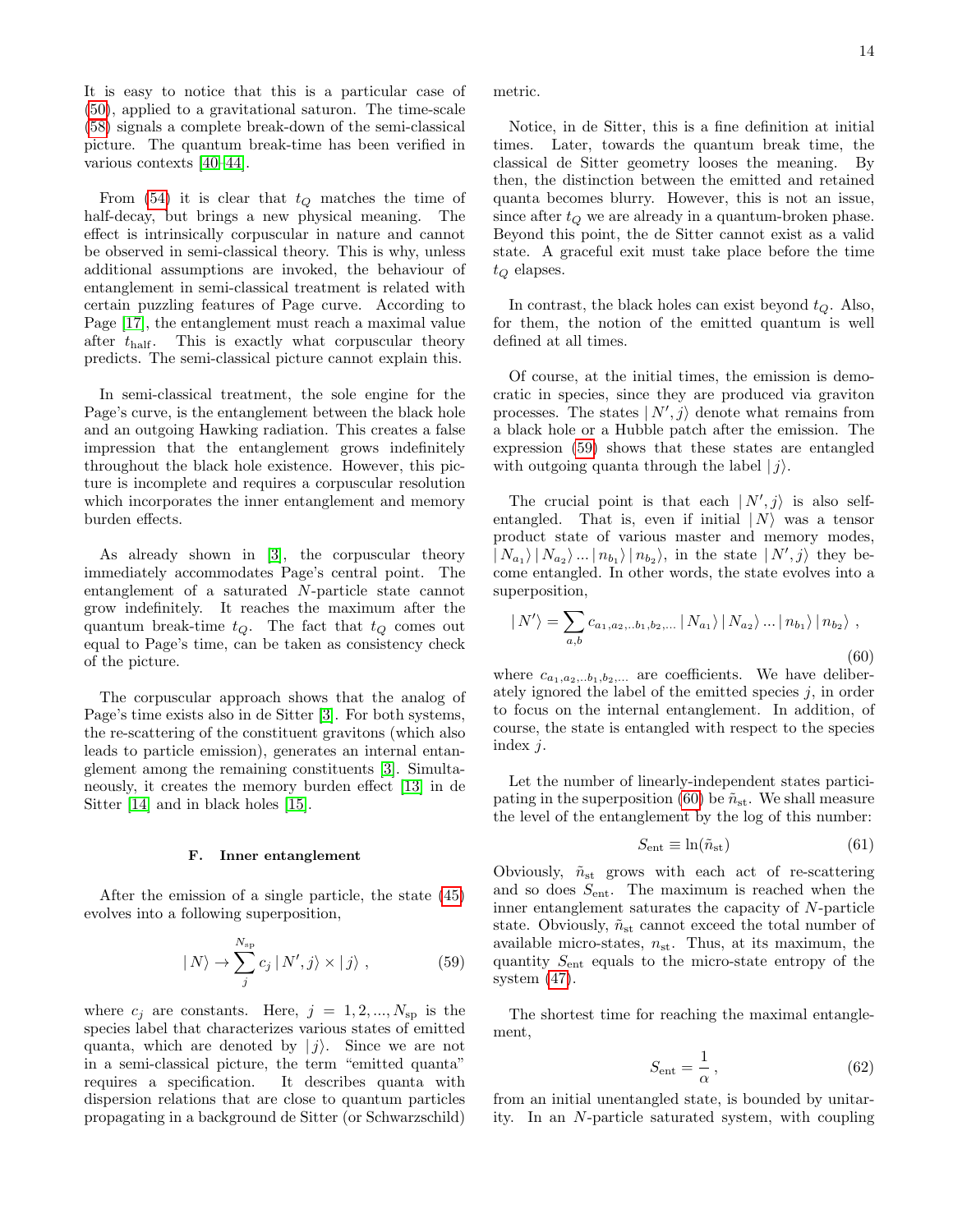It is easy to notice that this is a particular case of (50), applied to a gravitational saturon. The time-scale (58) signals a complete break-down of the semi-classical picture. The quantum break-time has been verified in various contexts [40–44].

From (54) it is clear that $t_Q$ matches the time of half-decay, but brings a new physical meaning. The effect is intrinsically corpuscular in nature and cannot be observed in semi-classical theory. This is why, unless additional assumptions are invoked, the behaviour of entanglement in semi-classical treatment is related with certain puzzling features of Page curve. According to Page [17], the entanglement must reach a maximal value after $t_{\rm half}$. This is exactly what corpuscular theory predicts. The semi-classical picture cannot explain this.

In semi-classical treatment, the sole engine for the Page's curve, is the entanglement between the black hole and an outgoing Hawking radiation. This creates a false impression that the entanglement grows indefinitely throughout the black hole existence. However, this picture is incomplete and requires a corpuscular resolution which incorporates the inner entanglement and memory burden effects.

As already shown in [3], the corpuscular theory immediately accommodates Page's central point. The entanglement of a saturated $N$-particle state cannot grow indefinitely. It reaches the maximum after the quantum break-time $t_Q$. The fact that $t_Q$ comes out equal to Page's time, can be taken as consistency check of the picture.

The corpuscular approach shows that the analog of Page's time exists also in de Sitter [3]. For both systems, the re-scattering of the constituent gravitons (which also leads to particle emission), generates an internal entanglement among the remaining constituents [3]. Simultaneously, it creates the memory burden effect [13] in de Sitter [14] and in black holes [15].

### F. Inner entanglement

After the emission of a single particle, the state (45) evolves into a following superposition,

$$|\,N\rangle \rightarrow \sum_{j}^{N_{\rm sp}} c_j\,|\,N',j\rangle \times |\,j\rangle\ , \tag{59}$$

where $c_j$ are constants. Here, $j = 1, 2, ..., N_{\rm sp}$ is the species label that characterizes various states of emitted quanta, which are denoted by $|\,j\rangle$. Since we are not in a semi-classical picture, the term "emitted quanta" requires a specification. It describes quanta with dispersion relations that are close to quantum particles propagating in a background de Sitter (or Schwarzschild) metric.

Notice, in de Sitter, this is a fine definition at initial times. Later, towards the quantum break time, the classical de Sitter geometry looses the meaning. By then, the distinction between the emitted and retained quanta becomes blurry. However, this is not an issue, since after $t_Q$ we are already in a quantum-broken phase. Beyond this point, the de Sitter cannot exist as a valid state. A graceful exit must take place before the time $t_Q$ elapses.

In contrast, the black holes can exist beyond $t_Q$. Also, for them, the notion of the emitted quantum is well defined at all times.

Of course, at the initial times, the emission is democratic in species, since they are produced via graviton processes. The states $|\,N',j\rangle$ denote what remains from a black hole or a Hubble patch after the emission. The expression (59) shows that these states are entangled with outgoing quanta through the label $|\,j\rangle$.

The crucial point is that each $|\,N',j\rangle$ is also self-entangled. That is, even if initial $|\,N\rangle$ was a tensor product state of various master and memory modes, $|\,N_{a_1}\rangle\,|\,N_{a_2}\rangle\,...\,|\,n_{b_1}\rangle\,|\,n_{b_2}\rangle$, in the state $|\,N',j\rangle$ they become entangled. In other words, the state evolves into a superposition,

$$|\,N'\rangle = \sum_{a,b} c_{a_1,a_2,..b_1,b_2,...}\,|\,N_{a_1}\rangle\,|\,N_{a_2}\rangle\,...\,|\,n_{b_1}\rangle\,|\,n_{b_2}\rangle\ , \tag{60}$$

where $c_{a_1,a_2,..b_1,b_2,...}$ are coefficients. We have deliberately ignored the label of the emitted species $j$, in order to focus on the internal entanglement. In addition, of course, the state is entangled with respect to the species index $j$.

Let the number of linearly-independent states participating in the superposition (60) be $\tilde{n}_{\rm st}$. We shall measure the level of the entanglement by the log of this number:

$$S_{\rm ent} \equiv \ln(\tilde{n}_{\rm st}) \tag{61}$$

Obviously, $\tilde{n}_{\rm st}$ grows with each act of re-scattering and so does $S_{\rm ent}$. The maximum is reached when the inner entanglement saturates the capacity of $N$-particle state. Obviously, $\tilde{n}_{\rm st}$ cannot exceed the total number of available micro-states, $n_{\rm st}$. Thus, at its maximum, the quantity $S_{\rm ent}$ equals to the micro-state entropy of the system (47).

The shortest time for reaching the maximal entanglement,

$$S_{\rm ent} = \frac{1}{\alpha}\,, \tag{62}$$

from an initial unentangled state, is bounded by unitarity. In an $N$-particle saturated system, with coupling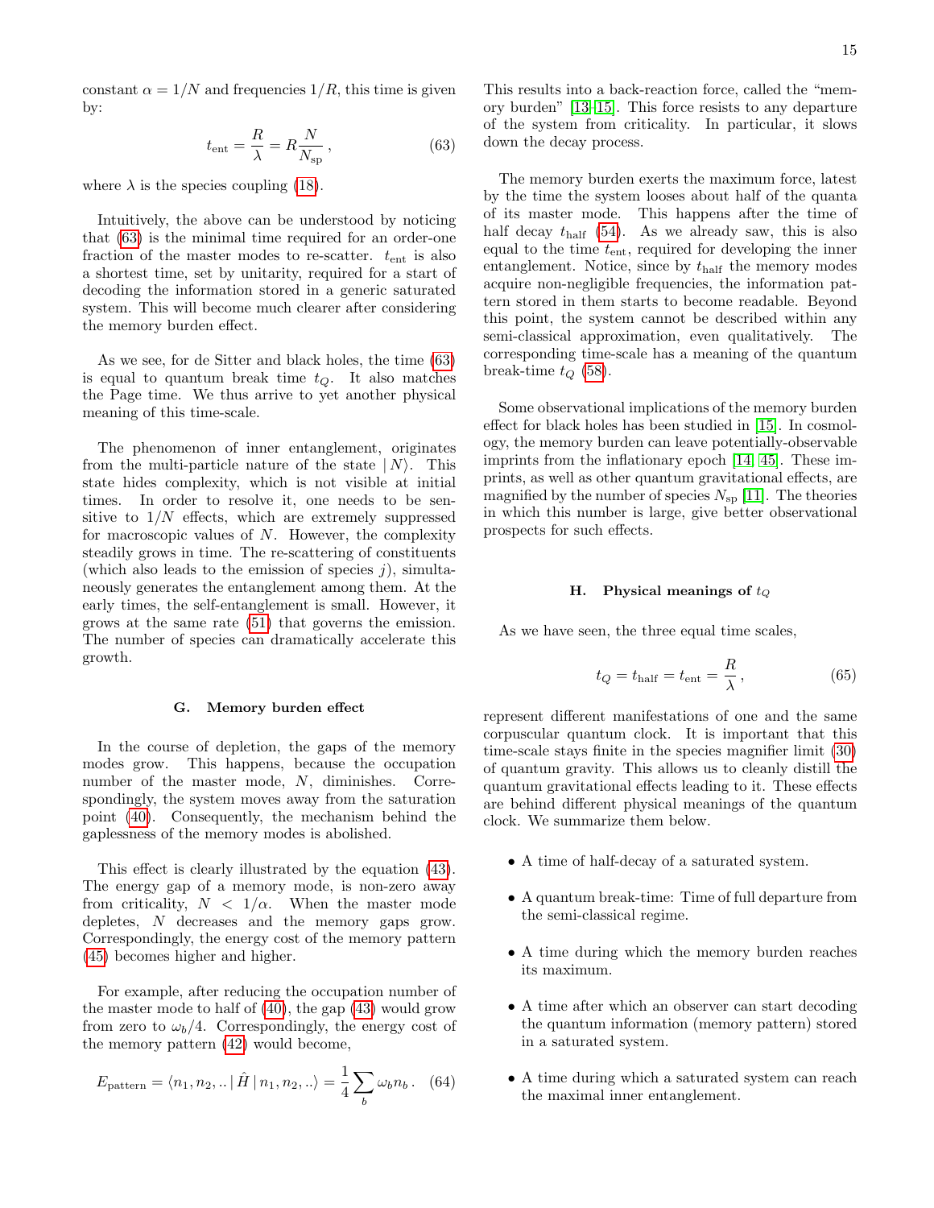constant $\alpha = 1/N$ and frequencies $1/R$, this time is given by:

$$t_{\rm ent} = \frac{R}{\lambda} = R\frac{N}{N_{\rm sp}}\,, \tag{63}$$

where $\lambda$ is the species coupling (18).

Intuitively, the above can be understood by noticing that (63) is the minimal time required for an order-one fraction of the master modes to re-scatter. $t_{\rm ent}$ is also a shortest time, set by unitarity, required for a start of decoding the information stored in a generic saturated system. This will become much clearer after considering the memory burden effect.

As we see, for de Sitter and black holes, the time (63) is equal to quantum break time $t_Q$. It also matches the Page time. We thus arrive to yet another physical meaning of this time-scale.

The phenomenon of inner entanglement, originates from the multi-particle nature of the state $|\,N\rangle$. This state hides complexity, which is not visible at initial times. In order to resolve it, one needs to be sensitive to $1/N$ effects, which are extremely suppressed for macroscopic values of $N$. However, the complexity steadily grows in time. The re-scattering of constituents (which also leads to the emission of species $j$), simultaneously generates the entanglement among them. At the early times, the self-entanglement is small. However, it grows at the same rate (51) that governs the emission. The number of species can dramatically accelerate this growth.

### G. Memory burden effect

In the course of depletion, the gaps of the memory modes grow. This happens, because the occupation number of the master mode, $N$, diminishes. Correspondingly, the system moves away from the saturation point (40). Consequently, the mechanism behind the gaplessness of the memory modes is abolished.

This effect is clearly illustrated by the equation (43). The energy gap of a memory mode, is non-zero away from criticality, $N < 1/\alpha$. When the master mode depletes, $N$ decreases and the memory gaps grow. Correspondingly, the energy cost of the memory pattern (45) becomes higher and higher.

For example, after reducing the occupation number of the master mode to half of (40), the gap (43) would grow from zero to $\omega_b/4$. Correspondingly, the energy cost of the memory pattern (42) would become,

$$E_{\rm pattern} = \langle n_1, n_2, ..\,|\,\hat{H}\,|\,n_1, n_2, ..\rangle = \frac{1}{4}\sum_b \omega_b n_b\,. \tag{64}$$

This results into a back-reaction force, called the "memory burden" [13–15]. This force resists to any departure of the system from criticality. In particular, it slows down the decay process.

The memory burden exerts the maximum force, latest by the time the system looses about half of the quanta of its master mode. This happens after the time of half decay $t_{\rm half}$ (54). As we already saw, this is also equal to the time $t_{\rm ent}$, required for developing the inner entanglement. Notice, since by $t_{\rm half}$ the memory modes acquire non-negligible frequencies, the information pattern stored in them starts to become readable. Beyond this point, the system cannot be described within any semi-classical approximation, even qualitatively. The corresponding time-scale has a meaning of the quantum break-time $t_Q$ (58).

Some observational implications of the memory burden effect for black holes has been studied in [15]. In cosmology, the memory burden can leave potentially-observable imprints from the inflationary epoch [14, 45]. These imprints, as well as other quantum gravitational effects, are magnified by the number of species $N_{\rm sp}$ [11]. The theories in which this number is large, give better observational prospects for such effects.

### H. Physical meanings of $t_Q$

As we have seen, the three equal time scales,

$$t_Q = t_{\rm half} = t_{\rm ent} = \frac{R}{\lambda}\,, \tag{65}$$

represent different manifestations of one and the same corpuscular quantum clock. It is important that this time-scale stays finite in the species magnifier limit (30) of quantum gravity. This allows us to cleanly distill the quantum gravitational effects leading to it. These effects are behind different physical meanings of the quantum clock. We summarize them below.

- A time of half-decay of a saturated system.
- A quantum break-time: Time of full departure from the semi-classical regime.
- A time during which the memory burden reaches its maximum.
- A time after which an observer can start decoding the quantum information (memory pattern) stored in a saturated system.
- A time during which a saturated system can reach the maximal inner entanglement.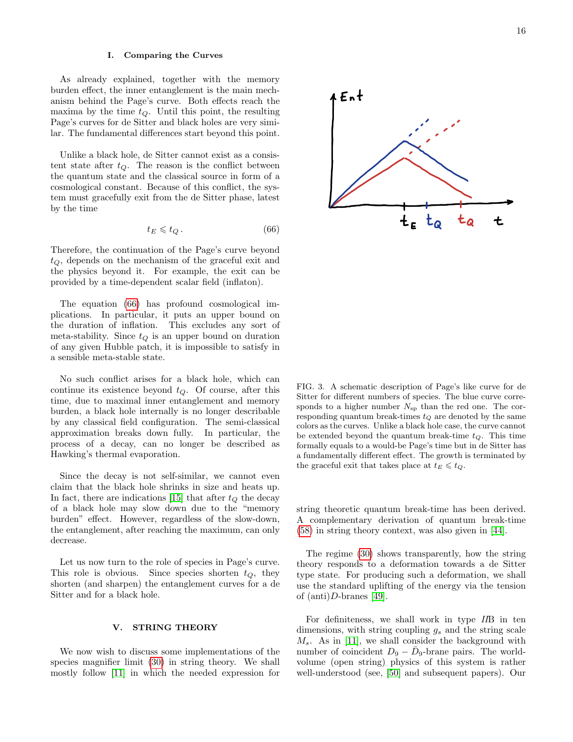### I. Comparing the Curves

As already explained, together with the memory burden effect, the inner entanglement is the main mechanism behind the Page's curve. Both effects reach the maxima by the time $t_Q$. Until this point, the resulting Page's curves for de Sitter and black holes are very similar. The fundamental differences start beyond this point.

Unlike a black hole, de Sitter cannot exist as a consistent state after $t_Q$. The reason is the conflict between the quantum state and the classical source in form of a cosmological constant. Because of this conflict, the system must gracefully exit from the de Sitter phase, latest by the time

$$t_E \leqslant t_Q \,. \tag{66}$$

Therefore, the continuation of the Page's curve beyond $t_Q$, depends on the mechanism of the graceful exit and the physics beyond it. For example, the exit can be provided by a time-dependent scalar field (inflaton).

The equation (66) has profound cosmological implications. In particular, it puts an upper bound on the duration of inflation. This excludes any sort of meta-stability. Since $t_Q$ is an upper bound on duration of any given Hubble patch, it is impossible to satisfy in a sensible meta-stable state.

No such conflict arises for a black hole, which can continue its existence beyond $t_Q$. Of course, after this time, due to maximal inner entanglement and memory burden, a black hole internally is no longer describable by any classical field configuration. The semi-classical approximation breaks down fully. In particular, the process of a decay, can no longer be described as Hawking's thermal evaporation.

Since the decay is not self-similar, we cannot even claim that the black hole shrinks in size and heats up. In fact, there are indications [15] that after $t_Q$ the decay of a black hole may slow down due to the "memory burden" effect. However, regardless of the slow-down, the entanglement, after reaching the maximum, can only decrease.

Let us now turn to the role of species in Page's curve. This role is obvious. Since species shorten $t_Q$, they shorten (and sharpen) the entanglement curves for a de Sitter and for a black hole.

FIG. 3. A schematic description of Page's like curve for de Sitter for different numbers of species. The blue curve corresponds to a higher number $N_{\rm sp}$ than the red one. The corresponding quantum break-times $t_Q$ are denoted by the same colors as the curves. Unlike a black hole case, the curve cannot be extended beyond the quantum break-time $t_Q$. This time formally equals to a would-be Page's time but in de Sitter has a fundamentally different effect. The growth is terminated by the graceful exit that takes place at $t_E \leqslant t_Q$.

## V. STRING THEORY

We now wish to discuss some implementations of the species magnifier limit (30) in string theory. We shall mostly follow [11] in which the needed expression for string theoretic quantum break-time has been derived. A complementary derivation of quantum break-time (58) in string theory context, was also given in [44].

The regime (30) shows transparently, how the string theory responds to a deformation towards a de Sitter type state. For producing such a deformation, we shall use the standard uplifting of the energy via the tension of (anti)$D$-branes [49].

For definiteness, we shall work in type *II*B in ten dimensions, with string coupling $g_s$ and the string scale $M_s$. As in [11], we shall consider the background with number of coincident $D_9 - \bar{D}_9$-brane pairs. The worldvolume (open string) physics of this system is rather well-understood (see, [50] and subsequent papers). Our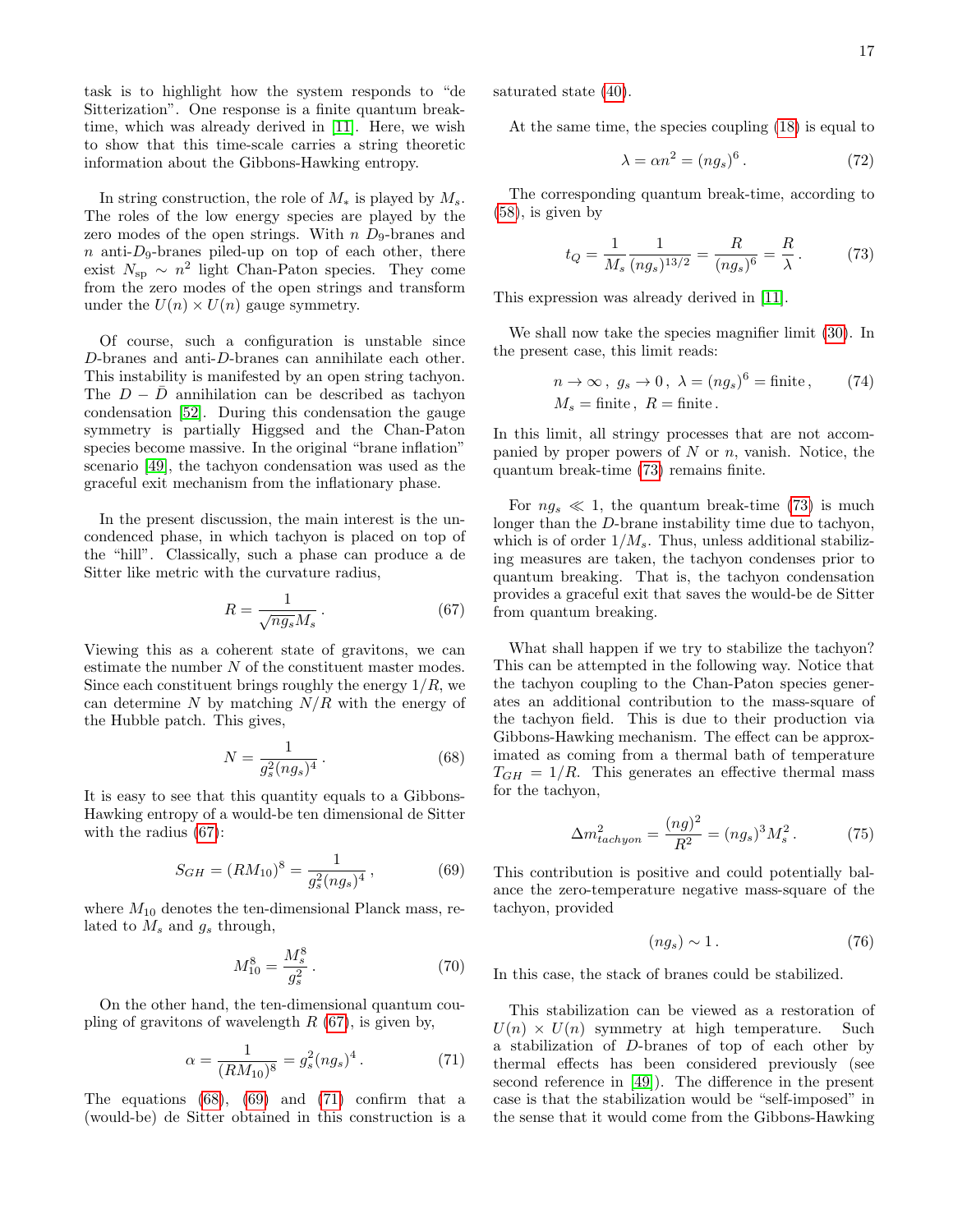task is to highlight how the system responds to "de Sitterization". One response is a finite quantum break-time, which was already derived in [11]. Here, we wish to show that this time-scale carries a string theoretic information about the Gibbons-Hawking entropy.

In string construction, the role of $M_*$ is played by $M_s$. The roles of the low energy species are played by the zero modes of the open strings. With $n$ $D_9$-branes and $n$ anti-$D_9$-branes piled-up on top of each other, there exist $N_{\rm sp} \sim n^2$ light Chan-Paton species. They come from the zero modes of the open strings and transform under the $U(n) \times U(n)$ gauge symmetry.

Of course, such a configuration is unstable since $D$-branes and anti-$D$-branes can annihilate each other. This instability is manifested by an open string tachyon. The $D - \bar{D}$ annihilation can be described as tachyon condensation [52]. During this condensation the gauge symmetry is partially Higgsed and the Chan-Paton species become massive. In the original "brane inflation" scenario [49], the tachyon condensation was used as the graceful exit mechanism from the inflationary phase.

In the present discussion, the main interest is the uncondenced phase, in which tachyon is placed on top of the "hill". Classically, such a phase can produce a de Sitter like metric with the curvature radius,

$$R = \frac{1}{\sqrt{ng_s}M_s} \,. \tag{67}$$

Viewing this as a coherent state of gravitons, we can estimate the number $N$ of the constituent master modes. Since each constituent brings roughly the energy $1/R$, we can determine $N$ by matching $N/R$ with the energy of the Hubble patch. This gives,

$$N = \frac{1}{g_s^2 (ng_s)^4} \,. \tag{68}$$

It is easy to see that this quantity equals to a Gibbons-Hawking entropy of a would-be ten dimensional de Sitter with the radius (67):

$$S_{GH} = (RM_{10})^8 = \frac{1}{g_s^2 (ng_s)^4} \,, \tag{69}$$

where $M_{10}$ denotes the ten-dimensional Planck mass, related to $M_s$ and $g_s$ through,

$$M_{10}^8 = \frac{M_s^8}{g_s^2} \,. \tag{70}$$

On the other hand, the ten-dimensional quantum coupling of gravitons of wavelength $R$ (67), is given by,

$$\alpha = \frac{1}{(RM_{10})^8} = g_s^2 (ng_s)^4 \,. \tag{71}$$

The equations (68), (69) and (71) confirm that a (would-be) de Sitter obtained in this construction is a saturated state (40).

At the same time, the species coupling (18) is equal to

$$\lambda = \alpha n^2 = (ng_s)^6 \,. \tag{72}$$

The corresponding quantum break-time, according to (58), is given by

$$t_Q = \frac{1}{M_s} \frac{1}{(ng_s)^{13/2}} = \frac{R}{(ng_s)^6} = \frac{R}{\lambda} \,. \tag{73}$$

This expression was already derived in [11].

We shall now take the species magnifier limit (30). In the present case, this limit reads:

$$\begin{aligned} & n \to \infty \,,\; g_s \to 0 \,,\; \lambda = (ng_s)^6 = \text{finite} \,, \\ & M_s = \text{finite} \,,\; R = \text{finite} \,. \end{aligned} \tag{74}$$

In this limit, all stringy processes that are not accompanied by proper powers of $N$ or $n$, vanish. Notice, the quantum break-time (73) remains finite.

For $ng_s \ll 1$, the quantum break-time (73) is much longer than the $D$-brane instability time due to tachyon, which is of order $1/M_s$. Thus, unless additional stabilizing measures are taken, the tachyon condenses prior to quantum breaking. That is, the tachyon condensation provides a graceful exit that saves the would-be de Sitter from quantum breaking.

What shall happen if we try to stabilize the tachyon? This can be attempted in the following way. Notice that the tachyon coupling to the Chan-Paton species generates an additional contribution to the mass-square of the tachyon field. This is due to their production via Gibbons-Hawking mechanism. The effect can be approximated as coming from a thermal bath of temperature $T_{GH} = 1/R$. This generates an effective thermal mass for the tachyon,

$$\Delta m^2_{tachyon} = \frac{(ng)^2}{R^2} = (ng_s)^3 M_s^2 \,. \tag{75}$$

This contribution is positive and could potentially balance the zero-temperature negative mass-square of the tachyon, provided

$$(ng_s) \sim 1 \,. \tag{76}$$

In this case, the stack of branes could be stabilized.

This stabilization can be viewed as a restoration of $U(n) \times U(n)$ symmetry at high temperature. Such a stabilization of $D$-branes of top of each other by thermal effects has been considered previously (see second reference in [49]). The difference in the present case is that the stabilization would be "self-imposed" in the sense that it would come from the Gibbons-Hawking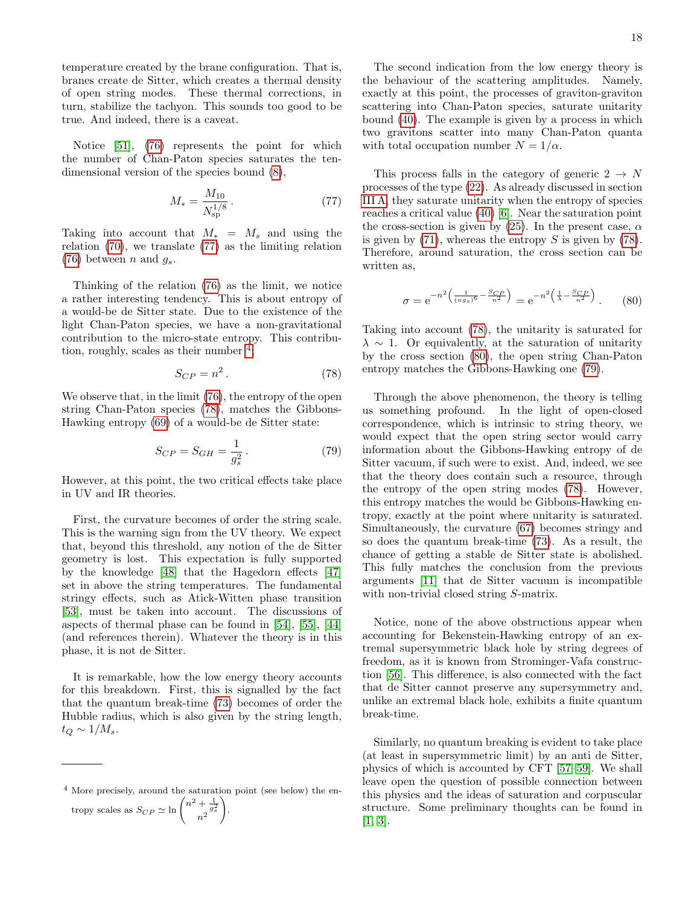temperature created by the brane configuration. That is, branes create de Sitter, which creates a thermal density of open string modes. These thermal corrections, in turn, stabilize the tachyon. This sounds too good to be true. And indeed, there is a caveat.

Notice [51], (76) represents the point for which the number of Chan-Paton species saturates the ten-dimensional version of the species bound (8),

$$M_* = \frac{M_{10}}{N_{\rm sp}^{1/8}}\,. \tag{77}$$

Taking into account that $M_* = M_s$ and using the relation (70), we translate (77) as the limiting relation (76) between $n$ and $g_s$.

Thinking of the relation (76) as the limit, we notice a rather interesting tendency. This is about entropy of a would-be de Sitter state. Due to the existence of the light Chan-Paton species, we have a non-gravitational contribution to the micro-state entropy. This contribution, roughly, scales as their number [4],

$$S_{CP} = n^2\,. \tag{78}$$

We observe that, in the limit (76), the entropy of the open string Chan-Paton species (78), matches the Gibbons-Hawking entropy (69) of a would-be de Sitter state:

$$S_{CP} = S_{GH} = \frac{1}{g_s^2}\,. \tag{79}$$

However, at this point, the two critical effects take place in UV and IR theories.

First, the curvature becomes of order the string scale. This is the warning sign from the UV theory. We expect that, beyond this threshold, any notion of the de Sitter geometry is lost. This expectation is fully supported by the knowledge [48] that the Hagedorn effects [47] set in above the string temperatures. The fundamental stringy effects, such as Atick-Witten phase transition [53], must be taken into account. The discussions of aspects of thermal phase can be found in [54], [55], [44] (and references therein). Whatever the theory is in this phase, it is not de Sitter.

It is remarkable, how the low energy theory accounts for this breakdown. First, this is signalled by the fact that the quantum break-time (73) becomes of order the Hubble radius, which is also given by the string length, $t_Q \sim 1/M_s$.

The second indication from the low energy theory is the behaviour of the scattering amplitudes. Namely, exactly at this point, the processes of graviton-graviton scattering into Chan-Paton species, saturate unitarity bound (40). The example is given by a process in which two gravitons scatter into many Chan-Paton quanta with total occupation number $N = 1/\alpha$.

This process falls in the category of generic $2 \to N$ processes of the type (22). As already discussed in section III A, they saturate unitarity when the entropy of species reaches a critical value (40) [6]. Near the saturation point the cross-section is given by (25). In the present case, $\alpha$ is given by (71), whereas the entropy $S$ is given by (78). Therefore, around saturation, the cross section can be written as,

$$\sigma = {\rm e}^{-n^2\left(\frac{1}{(n g_s)^6} - \frac{S_{CP}}{n^2}\right)} = {\rm e}^{-n^2\left(\frac{1}{\lambda} - \frac{S_{CP}}{n^2}\right)}\,. \tag{80}$$

Taking into account (78), the unitarity is saturated for $\lambda \sim 1$. Or equivalently, at the saturation of unitarity by the cross section (80), the open string Chan-Paton entropy matches the Gibbons-Hawking one (79).

Through the above phenomenon, the theory is telling us something profound. In the light of open-closed correspondence, which is intrinsic to string theory, we would expect that the open string sector would carry information about the Gibbons-Hawking entropy of de Sitter vacuum, if such were to exist. And, indeed, we see that the theory does contain such a resource, through the entropy of the open string modes (78). However, this entropy matches the would be Gibbons-Hawking entropy, exactly at the point where unitarity is saturated. Simultaneously, the curvature (67) becomes stringy and so does the quantum break-time (73). As a result, the chance of getting a stable de Sitter state is abolished. This fully matches the conclusion from the previous arguments [11] that de Sitter vacuum is incompatible with non-trivial closed string $S$-matrix.

Notice, none of the above obstructions appear when accounting for Bekenstein-Hawking entropy of an extremal supersymmetric black hole by string degrees of freedom, as it is known from Strominger-Vafa construction [56]. This difference, is also connected with the fact that de Sitter cannot preserve any supersymmetry and, unlike an extremal black hole, exhibits a finite quantum break-time.

Similarly, no quantum breaking is evident to take place (at least in supersymmetric limit) by an anti de Sitter, physics of which is accounted by CFT [57–59]. We shall leave open the question of possible connection between this physics and the ideas of saturation and corpuscular structure. Some preliminary thoughts can be found in [1, 3].

---

[4] More precisely, around the saturation point (see below) the entropy scales as $S_{CP} \simeq \ln \begin{pmatrix} n^2 + \frac{1}{g_s^2} \\ n^2 \end{pmatrix}$.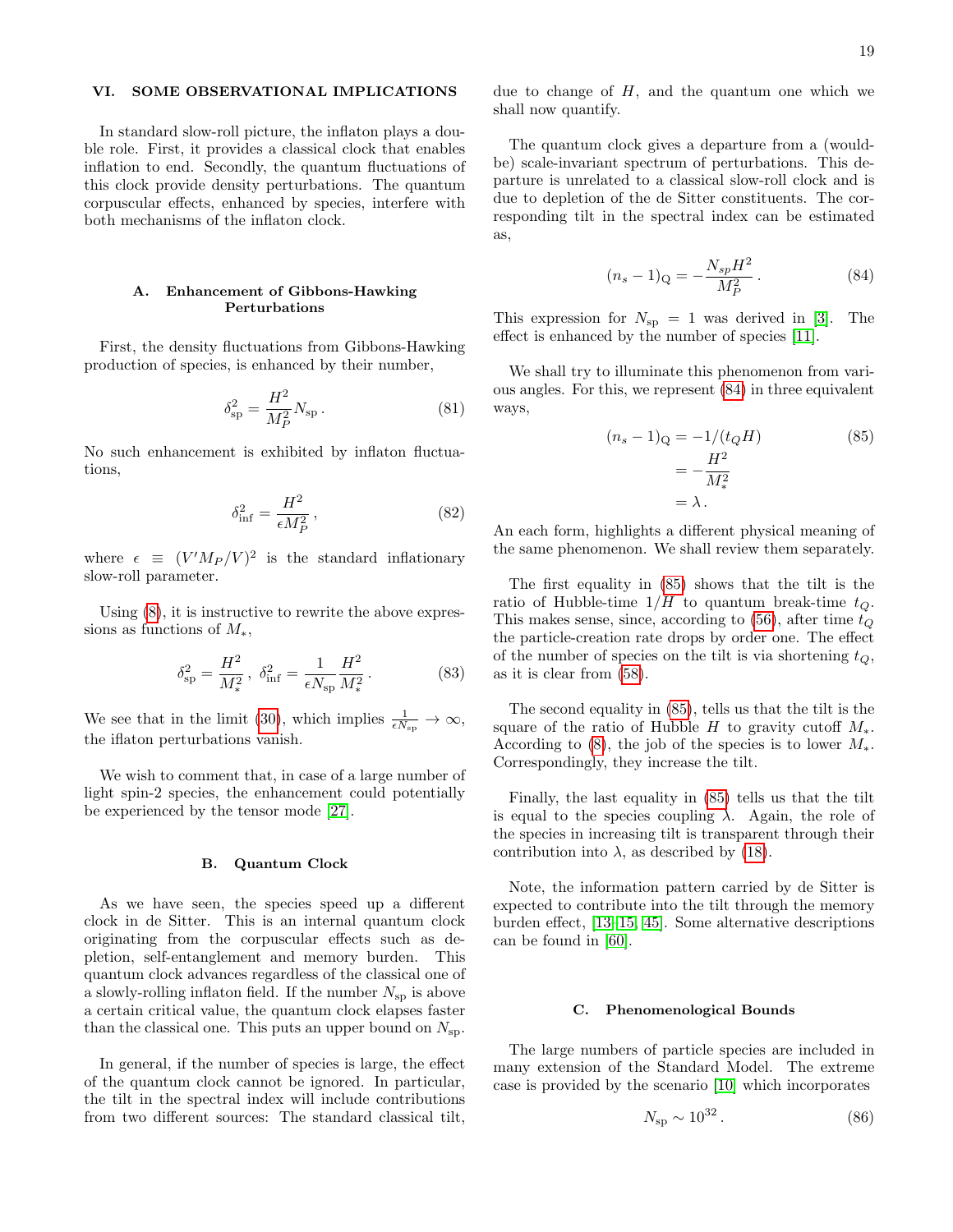## VI. SOME OBSERVATIONAL IMPLICATIONS

In standard slow-roll picture, the inflaton plays a double role. First, it provides a classical clock that enables inflation to end. Secondly, the quantum fluctuations of this clock provide density perturbations. The quantum corpuscular effects, enhanced by species, interfere with both mechanisms of the inflaton clock.

### A. Enhancement of Gibbons-Hawking Perturbations

First, the density fluctuations from Gibbons-Hawking production of species, is enhanced by their number,

$$\delta_{\rm sp}^2 = \frac{H^2}{M_P^2} N_{\rm sp}\,. \tag{81}$$

No such enhancement is exhibited by inflaton fluctuations,

$$\delta_{\rm inf}^2 = \frac{H^2}{\epsilon M_P^2}\,, \tag{82}$$

where $\epsilon \equiv (V' M_P/V)^2$ is the standard inflationary slow-roll parameter.

Using (8), it is instructive to rewrite the above expressions as functions of $M_*$,

$$\delta_{\rm sp}^2 = \frac{H^2}{M_*^2}\,,\ \delta_{\rm inf}^2 = \frac{1}{\epsilon N_{\rm sp}}\frac{H^2}{M_*^2}\,. \tag{83}$$

We see that in the limit (30), which implies $\frac{1}{\epsilon N_{\rm sp}} \to \infty$, the iflaton perturbations vanish.

We wish to comment that, in case of a large number of light spin-2 species, the enhancement could potentially be experienced by the tensor mode [27].

### B. Quantum Clock

As we have seen, the species speed up a different clock in de Sitter. This is an internal quantum clock originating from the corpuscular effects such as depletion, self-entanglement and memory burden. This quantum clock advances regardless of the classical one of a slowly-rolling inflaton field. If the number $N_{\rm sp}$ is above a certain critical value, the quantum clock elapses faster than the classical one. This puts an upper bound on $N_{\rm sp}$.

In general, if the number of species is large, the effect of the quantum clock cannot be ignored. In particular, the tilt in the spectral index will include contributions from two different sources: The standard classical tilt, due to change of $H$, and the quantum one which we shall now quantify.

The quantum clock gives a departure from a (would-be) scale-invariant spectrum of perturbations. This departure is unrelated to a classical slow-roll clock and is due to depletion of the de Sitter constituents. The corresponding tilt in the spectral index can be estimated as,

$$(n_s - 1)_{\rm Q} = -\frac{N_{sp} H^2}{M_P^2}\,. \tag{84}$$

This expression for $N_{\rm sp} = 1$ was derived in [3]. The effect is enhanced by the number of species [11].

We shall try to illuminate this phenomenon from various angles. For this, we represent (84) in three equivalent ways,

$$\begin{aligned}(n_s - 1)_{\rm Q} &= -1/(t_Q H) \\ &= -\frac{H^2}{M_*^2} \\ &= \lambda\,.\end{aligned} \tag{85}$$

An each form, highlights a different physical meaning of the same phenomenon. We shall review them separately.

The first equality in (85) shows that the tilt is the ratio of Hubble-time $1/H$ to quantum break-time $t_Q$. This makes sense, since, according to (56), after time $t_Q$ the particle-creation rate drops by order one. The effect of the number of species on the tilt is via shortening $t_Q$, as it is clear from (58).

The second equality in (85), tells us that the tilt is the square of the ratio of Hubble $H$ to gravity cutoff $M_*$. According to (8), the job of the species is to lower $M_*$. Correspondingly, they increase the tilt.

Finally, the last equality in (85) tells us that the tilt is equal to the species coupling $\lambda$. Again, the role of the species in increasing tilt is transparent through their contribution into $\lambda$, as described by (18).

Note, the information pattern carried by de Sitter is expected to contribute into the tilt through the memory burden effect, [13–15, 45]. Some alternative descriptions can be found in [60].

### C. Phenomenological Bounds

The large numbers of particle species are included in many extension of the Standard Model. The extreme case is provided by the scenario [10] which incorporates

$$N_{\rm sp} \sim 10^{32}\,. \tag{86}$$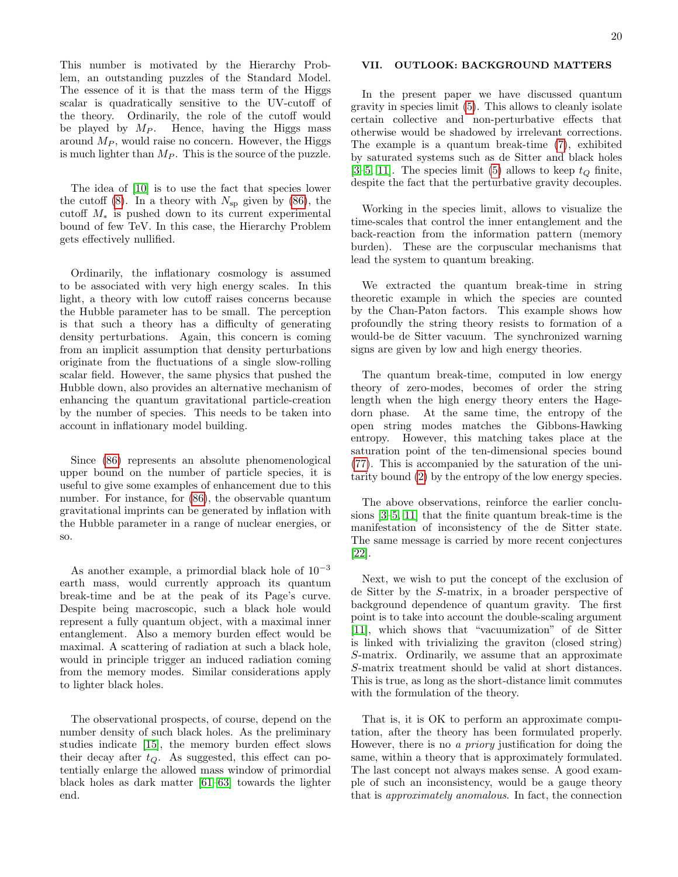This number is motivated by the Hierarchy Problem, an outstanding puzzles of the Standard Model. The essence of it is that the mass term of the Higgs scalar is quadratically sensitive to the UV-cutoff of the theory. Ordinarily, the role of the cutoff would be played by $M_P$. Hence, having the Higgs mass around $M_P$, would raise no concern. However, the Higgs is much lighter than $M_P$. This is the source of the puzzle.

The idea of [10] is to use the fact that species lower the cutoff (8). In a theory with $N_{\rm sp}$ given by (86), the cutoff $M_*$ is pushed down to its current experimental bound of few TeV. In this case, the Hierarchy Problem gets effectively nullified.

Ordinarily, the inflationary cosmology is assumed to be associated with very high energy scales. In this light, a theory with low cutoff raises concerns because the Hubble parameter has to be small. The perception is that such a theory has a difficulty of generating density perturbations. Again, this concern is coming from an implicit assumption that density perturbations originate from the fluctuations of a single slow-rolling scalar field. However, the same physics that pushed the Hubble down, also provides an alternative mechanism of enhancing the quantum gravitational particle-creation by the number of species. This needs to be taken into account in inflationary model building.

Since (86) represents an absolute phenomenological upper bound on the number of particle species, it is useful to give some examples of enhancement due to this number. For instance, for (86), the observable quantum gravitational imprints can be generated by inflation with the Hubble parameter in a range of nuclear energies, or so.

As another example, a primordial black hole of $10^{-3}$ earth mass, would currently approach its quantum break-time and be at the peak of its Page's curve. Despite being macroscopic, such a black hole would represent a fully quantum object, with a maximal inner entanglement. Also a memory burden effect would be maximal. A scattering of radiation at such a black hole, would in principle trigger an induced radiation coming from the memory modes. Similar considerations apply to lighter black holes.

The observational prospects, of course, depend on the number density of such black holes. As the preliminary studies indicate [15], the memory burden effect slows their decay after $t_Q$. As suggested, this effect can potentially enlarge the allowed mass window of primordial black holes as dark matter [61–63] towards the lighter end.

## VII. OUTLOOK: BACKGROUND MATTERS

In the present paper we have discussed quantum gravity in species limit (5). This allows to cleanly isolate certain collective and non-perturbative effects that otherwise would be shadowed by irrelevant corrections. The example is a quantum break-time (7), exhibited by saturated systems such as de Sitter and black holes [3–5, 11]. The species limit (5) allows to keep $t_Q$ finite, despite the fact that the perturbative gravity decouples.

Working in the species limit, allows to visualize the time-scales that control the inner entanglement and the back-reaction from the information pattern (memory burden). These are the corpuscular mechanisms that lead the system to quantum breaking.

We extracted the quantum break-time in string theoretic example in which the species are counted by the Chan-Paton factors. This example shows how profoundly the string theory resists to formation of a would-be de Sitter vacuum. The synchronized warning signs are given by low and high energy theories.

The quantum break-time, computed in low energy theory of zero-modes, becomes of order the string length when the high energy theory enters the Hagedorn phase. At the same time, the entropy of the open string modes matches the Gibbons-Hawking entropy. However, this matching takes place at the saturation point of the ten-dimensional species bound (77). This is accompanied by the saturation of the unitarity bound (2) by the entropy of the low energy species.

The above observations, reinforce the earlier conclusions [3–5, 11] that the finite quantum break-time is the manifestation of inconsistency of the de Sitter state. The same message is carried by more recent conjectures [22].

Next, we wish to put the concept of the exclusion of de Sitter by the $S$-matrix, in a broader perspective of background dependence of quantum gravity. The first point is to take into account the double-scaling argument [11], which shows that "vacuumization" of de Sitter is linked with trivializing the graviton (closed string) $S$-matrix. Ordinarily, we assume that an approximate $S$-matrix treatment should be valid at short distances. This is true, as long as the short-distance limit commutes with the formulation of the theory.

That is, it is OK to perform an approximate computation, after the theory has been formulated properly. However, there is no *a priory* justification for doing the same, within a theory that is approximately formulated. The last concept not always makes sense. A good example of such an inconsistency, would be a gauge theory that is *approximately anomalous*. In fact, the connection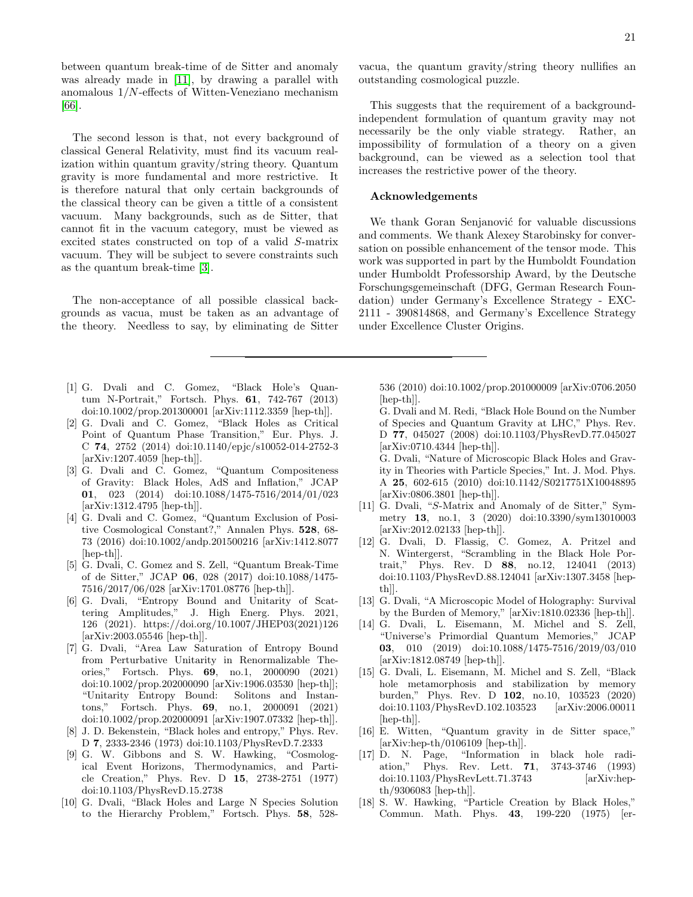between quantum break-time of de Sitter and anomaly was already made in [11], by drawing a parallel with anomalous $1/N$-effects of Witten-Veneziano mechanism [66].

The second lesson is that, not every background of classical General Relativity, must find its vacuum realization within quantum gravity/string theory. Quantum gravity is more fundamental and more restrictive. It is therefore natural that only certain backgrounds of the classical theory can be given a tittle of a consistent vacuum. Many backgrounds, such as de Sitter, that cannot fit in the vacuum category, must be viewed as excited states constructed on top of a valid $S$-matrix vacuum. They will be subject to severe constraints such as the quantum break-time [3].

The non-acceptance of all possible classical backgrounds as vacua, must be taken as an advantage of the theory. Needless to say, by eliminating de Sitter vacua, the quantum gravity/string theory nullifies an outstanding cosmological puzzle.

This suggests that the requirement of a background-independent formulation of quantum gravity may not necessarily be the only viable strategy. Rather, an impossibility of formulation of a theory on a given background, can be viewed as a selection tool that increases the restrictive power of the theory.

### Acknowledgements

We thank Goran Senjanović for valuable discussions and comments. We thank Alexey Starobinsky for conversation on possible enhancement of the tensor mode. This work was supported in part by the Humboldt Foundation under Humboldt Professorship Award, by the Deutsche Forschungsgemeinschaft (DFG, German Research Foundation) under Germany's Excellence Strategy - EXC-2111 - 390814868, and Germany's Excellence Strategy under Excellence Cluster Origins.

---

[1] G. Dvali and C. Gomez, "Black Hole's Quantum N-Portrait," Fortsch. Phys. **61**, 742-767 (2013) doi:10.1002/prop.201300001 [arXiv:1112.3359 [hep-th]].

[2] G. Dvali and C. Gomez, "Black Holes as Critical Point of Quantum Phase Transition," Eur. Phys. J. C **74**, 2752 (2014) doi:10.1140/epjc/s10052-014-2752-3 [arXiv:1207.4059 [hep-th]].

[3] G. Dvali and C. Gomez, "Quantum Compositeness of Gravity: Black Holes, AdS and Inflation," JCAP **01**, 023 (2014) doi:10.1088/1475-7516/2014/01/023 [arXiv:1312.4795 [hep-th]].

[4] G. Dvali and C. Gomez, "Quantum Exclusion of Positive Cosmological Constant?," Annalen Phys. **528**, 68-73 (2016) doi:10.1002/andp.201500216 [arXiv:1412.8077 [hep-th]].

[5] G. Dvali, C. Gomez and S. Zell, "Quantum Break-Time of de Sitter," JCAP **06**, 028 (2017) doi:10.1088/1475-7516/2017/06/028 [arXiv:1701.08776 [hep-th]].

[6] G. Dvali, "Entropy Bound and Unitarity of Scattering Amplitudes," J. High Energ. Phys. 2021, 126 (2021). https://doi.org/10.1007/JHEP03(2021)126 [arXiv:2003.05546 [hep-th]].

[7] G. Dvali, "Area Law Saturation of Entropy Bound from Perturbative Unitarity in Renormalizable Theories," Fortsch. Phys. **69**, no.1, 2000090 (2021) doi:10.1002/prop.202000090 [arXiv:1906.03530 [hep-th]]; "Unitarity Entropy Bound: Solitons and Instantons," Fortsch. Phys. **69**, no.1, 2000091 (2021) doi:10.1002/prop.202000091 [arXiv:1907.07332 [hep-th]].

[8] J. D. Bekenstein, "Black holes and entropy," Phys. Rev. D **7**, 2333-2346 (1973) doi:10.1103/PhysRevD.7.2333

[9] G. W. Gibbons and S. W. Hawking, "Cosmological Event Horizons, Thermodynamics, and Particle Creation," Phys. Rev. D **15**, 2738-2751 (1977) doi:10.1103/PhysRevD.15.2738

[10] G. Dvali, "Black Holes and Large N Species Solution to the Hierarchy Problem," Fortsch. Phys. **58**, 528-536 (2010) doi:10.1002/prop.201000009 [arXiv:0706.2050 [hep-th]].
G. Dvali and M. Redi, "Black Hole Bound on the Number of Species and Quantum Gravity at LHC," Phys. Rev. D **77**, 045027 (2008) doi:10.1103/PhysRevD.77.045027 [arXiv:0710.4344 [hep-th]].
G. Dvali, "Nature of Microscopic Black Holes and Gravity in Theories with Particle Species," Int. J. Mod. Phys. A **25**, 602-615 (2010) doi:10.1142/S0217751X10048895 [arXiv:0806.3801 [hep-th]].

[11] G. Dvali, "$S$-Matrix and Anomaly of de Sitter," Symmetry **13**, no.1, 3 (2020) doi:10.3390/sym13010003 [arXiv:2012.02133 [hep-th]].

[12] G. Dvali, D. Flassig, C. Gomez, A. Pritzel and N. Wintergerst, "Scrambling in the Black Hole Portrait," Phys. Rev. D **88**, no.12, 124041 (2013) doi:10.1103/PhysRevD.88.124041 [arXiv:1307.3458 [hep-th]].

[13] G. Dvali, "A Microscopic Model of Holography: Survival by the Burden of Memory," [arXiv:1810.02336 [hep-th]].

[14] G. Dvali, L. Eisemann, M. Michel and S. Zell, "Universe's Primordial Quantum Memories," JCAP **03**, 010 (2019) doi:10.1088/1475-7516/2019/03/010 [arXiv:1812.08749 [hep-th]].

[15] G. Dvali, L. Eisemann, M. Michel and S. Zell, "Black hole metamorphosis and stabilization by memory burden," Phys. Rev. D **102**, no.10, 103523 (2020) doi:10.1103/PhysRevD.102.103523 [arXiv:2006.00011 [hep-th]].

[16] E. Witten, "Quantum gravity in de Sitter space," [arXiv:hep-th/0106109 [hep-th]].

[17] D. N. Page, "Information in black hole radiation," Phys. Rev. Lett. **71**, 3743-3746 (1993) doi:10.1103/PhysRevLett.71.3743 [arXiv:hep-th/9306083 [hep-th]].

[18] S. W. Hawking, "Particle Creation by Black Holes," Commun. Math. Phys. **43**, 199-220 (1975) [er-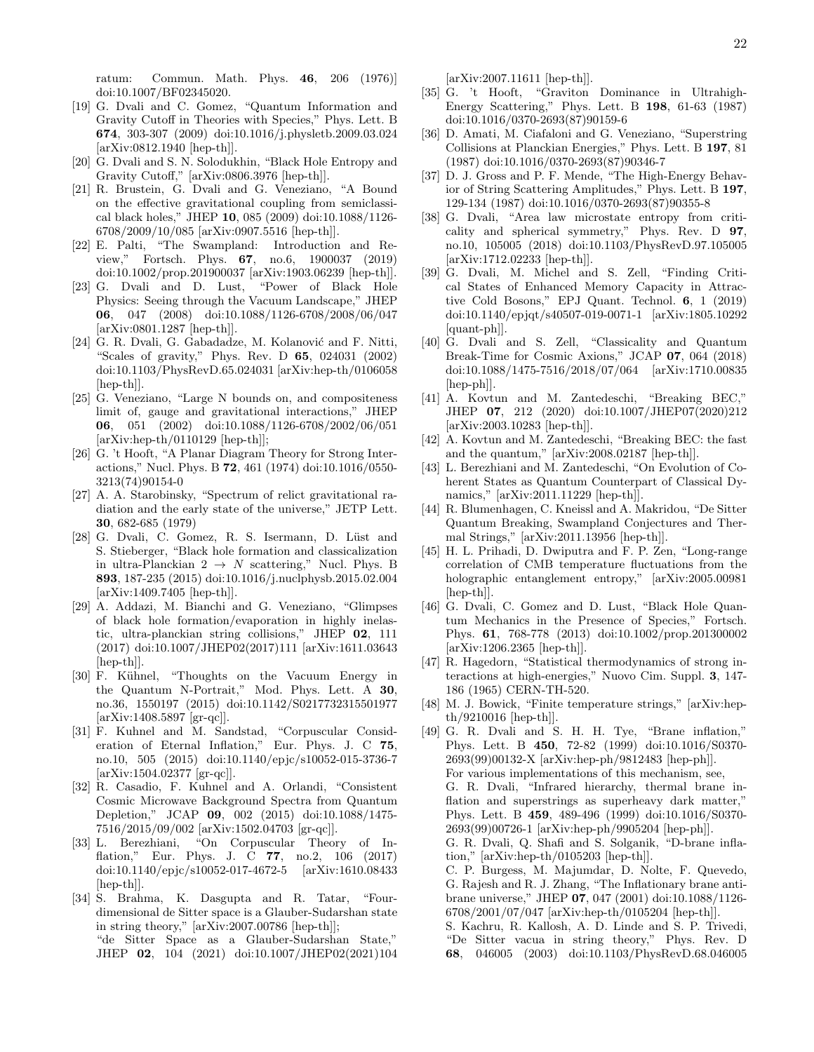ratum: Commun. Math. Phys. **46**, 206 (1976)] doi:10.1007/BF02345020.

[19] G. Dvali and C. Gomez, "Quantum Information and Gravity Cutoff in Theories with Species," Phys. Lett. B **674**, 303-307 (2009) doi:10.1016/j.physletb.2009.03.024 [arXiv:0812.1940 [hep-th]].

[20] G. Dvali and S. N. Solodukhin, "Black Hole Entropy and Gravity Cutoff," [arXiv:0806.3976 [hep-th]].

[21] R. Brustein, G. Dvali and G. Veneziano, "A Bound on the effective gravitational coupling from semiclassical black holes," JHEP **10**, 085 (2009) doi:10.1088/1126-6708/2009/10/085 [arXiv:0907.5516 [hep-th]].

[22] E. Palti, "The Swampland: Introduction and Review," Fortsch. Phys. **67**, no.6, 1900037 (2019) doi:10.1002/prop.201900037 [arXiv:1903.06239 [hep-th]].

[23] G. Dvali and D. Lust, "Power of Black Hole Physics: Seeing through the Vacuum Landscape," JHEP **06**, 047 (2008) doi:10.1088/1126-6708/2008/06/047 [arXiv:0801.1287 [hep-th]].

[24] G. R. Dvali, G. Gabadadze, M. Kolanović and F. Nitti, "Scales of gravity," Phys. Rev. D **65**, 024031 (2002) doi:10.1103/PhysRevD.65.024031 [arXiv:hep-th/0106058 [hep-th]].

[25] G. Veneziano, "Large N bounds on, and compositeness limit of, gauge and gravitational interactions," JHEP **06**, 051 (2002) doi:10.1088/1126-6708/2002/06/051 [arXiv:hep-th/0110129 [hep-th]];

[26] G. 't Hooft, "A Planar Diagram Theory for Strong Interactions," Nucl. Phys. B **72**, 461 (1974) doi:10.1016/0550-3213(74)90154-0

[27] A. A. Starobinsky, "Spectrum of relict gravitational radiation and the early state of the universe," JETP Lett. **30**, 682-685 (1979)

[28] G. Dvali, C. Gomez, R. S. Isermann, D. Lüst and S. Stieberger, "Black hole formation and classicalization in ultra-Planckian $2 \to N$ scattering," Nucl. Phys. B **893**, 187-235 (2015) doi:10.1016/j.nuclphysb.2015.02.004 [arXiv:1409.7405 [hep-th]].

[29] A. Addazi, M. Bianchi and G. Veneziano, "Glimpses of black hole formation/evaporation in highly inelastic, ultra-planckian string collisions," JHEP **02**, 111 (2017) doi:10.1007/JHEP02(2017)111 [arXiv:1611.03643 [hep-th]].

[30] F. Kühnel, "Thoughts on the Vacuum Energy in the Quantum N-Portrait," Mod. Phys. Lett. A **30**, no.36, 1550197 (2015) doi:10.1142/S0217732315501977 [arXiv:1408.5897 [gr-qc]].

[31] F. Kuhnel and M. Sandstad, "Corpuscular Consideration of Eternal Inflation," Eur. Phys. J. C **75**, no.10, 505 (2015) doi:10.1140/epjc/s10052-015-3736-7 [arXiv:1504.02377 [gr-qc]].

[32] R. Casadio, F. Kuhnel and A. Orlandi, "Consistent Cosmic Microwave Background Spectra from Quantum Depletion," JCAP **09**, 002 (2015) doi:10.1088/1475-7516/2015/09/002 [arXiv:1502.04703 [gr-qc]].

[33] L. Berezhiani, "On Corpuscular Theory of Inflation," Eur. Phys. J. C **77**, no.2, 106 (2017) doi:10.1140/epjc/s10052-017-4672-5 [arXiv:1610.08433 [hep-th]].

[34] S. Brahma, K. Dasgupta and R. Tatar, "Four-dimensional de Sitter space is a Glauber-Sudarshan state in string theory," [arXiv:2007.00786 [hep-th]]; "de Sitter Space as a Glauber-Sudarshan State," JHEP **02**, 104 (2021) doi:10.1007/JHEP02(2021)104 [arXiv:2007.11611 [hep-th]].

[35] G. 't Hooft, "Graviton Dominance in Ultrahigh-Energy Scattering," Phys. Lett. B **198**, 61-63 (1987) doi:10.1016/0370-2693(87)90159-6

[36] D. Amati, M. Ciafaloni and G. Veneziano, "Superstring Collisions at Planckian Energies," Phys. Lett. B **197**, 81 (1987) doi:10.1016/0370-2693(87)90346-7

[37] D. J. Gross and P. F. Mende, "The High-Energy Behavior of String Scattering Amplitudes," Phys. Lett. B **197**, 129-134 (1987) doi:10.1016/0370-2693(87)90355-8

[38] G. Dvali, "Area law microstate entropy from criticality and spherical symmetry," Phys. Rev. D **97**, no.10, 105005 (2018) doi:10.1103/PhysRevD.97.105005 [arXiv:1712.02233 [hep-th]].

[39] G. Dvali, M. Michel and S. Zell, "Finding Critical States of Enhanced Memory Capacity in Attractive Cold Bosons," EPJ Quant. Technol. **6**, 1 (2019) doi:10.1140/epjqt/s40507-019-0071-1 [arXiv:1805.10292 [quant-ph]].

[40] G. Dvali and S. Zell, "Classicality and Quantum Break-Time for Cosmic Axions," JCAP **07**, 064 (2018) doi:10.1088/1475-7516/2018/07/064 [arXiv:1710.00835 [hep-ph]].

[41] A. Kovtun and M. Zantedeschi, "Breaking BEC," JHEP **07**, 212 (2020) doi:10.1007/JHEP07(2020)212 [arXiv:2003.10283 [hep-th]].

[42] A. Kovtun and M. Zantedeschi, "Breaking BEC: the fast and the quantum," [arXiv:2008.02187 [hep-th]].

[43] L. Berezhiani and M. Zantedeschi, "On Evolution of Coherent States as Quantum Counterpart of Classical Dynamics," [arXiv:2011.11229 [hep-th]].

[44] R. Blumenhagen, C. Kneissl and A. Makridou, "De Sitter Quantum Breaking, Swampland Conjectures and Thermal Strings," [arXiv:2011.13956 [hep-th]].

[45] H. L. Prihadi, D. Dwiputra and F. P. Zen, "Long-range correlation of CMB temperature fluctuations from the holographic entanglement entropy," [arXiv:2005.00981 [hep-th]].

[46] G. Dvali, C. Gomez and D. Lust, "Black Hole Quantum Mechanics in the Presence of Species," Fortsch. Phys. **61**, 768-778 (2013) doi:10.1002/prop.201300002 [arXiv:1206.2365 [hep-th]].

[47] R. Hagedorn, "Statistical thermodynamics of strong interactions at high-energies," Nuovo Cim. Suppl. **3**, 147-186 (1965) CERN-TH-520.

[48] M. J. Bowick, "Finite temperature strings," [arXiv:hep-th/9210016 [hep-th]].

[49] G. R. Dvali and S. H. H. Tye, "Brane inflation," Phys. Lett. B **450**, 72-82 (1999) doi:10.1016/S0370-2693(99)00132-X [arXiv:hep-ph/9812483 [hep-ph]].
For various implementations of this mechanism, see,
G. R. Dvali, "Infrared hierarchy, thermal brane inflation and superstrings as superheavy dark matter," Phys. Lett. B **459**, 489-496 (1999) doi:10.1016/S0370-2693(99)00726-1 [arXiv:hep-ph/9905204 [hep-ph]].
G. R. Dvali, Q. Shafi and S. Solganik, "D-brane inflation," [arXiv:hep-th/0105203 [hep-th]].
C. P. Burgess, M. Majumdar, D. Nolte, F. Quevedo, G. Rajesh and R. J. Zhang, "The Inflationary brane antibrane universe," JHEP **07**, 047 (2001) doi:10.1088/1126-6708/2001/07/047 [arXiv:hep-th/0105204 [hep-th]].
S. Kachru, R. Kallosh, A. D. Linde and S. P. Trivedi, "De Sitter vacua in string theory," Phys. Rev. D **68**, 046005 (2003) doi:10.1103/PhysRevD.68.046005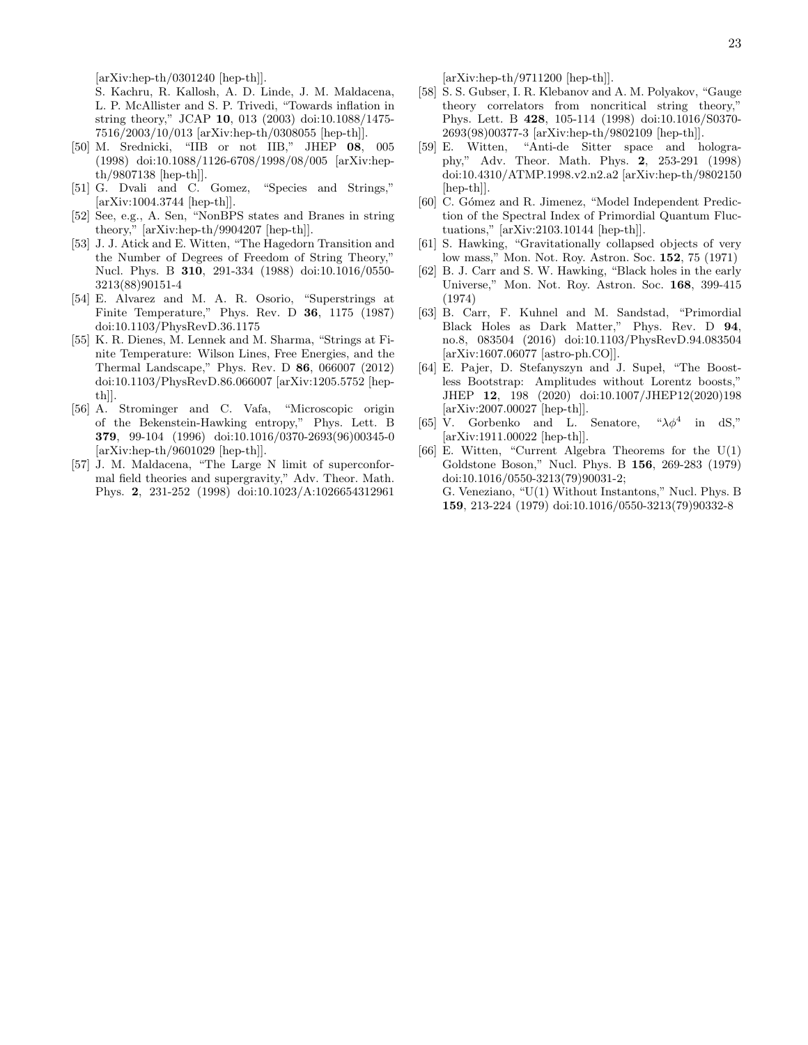[arXiv:hep-th/0301240 [hep-th]].
S. Kachru, R. Kallosh, A. D. Linde, J. M. Maldacena, L. P. McAllister and S. P. Trivedi, "Towards inflation in string theory," JCAP **10**, 013 (2003) doi:10.1088/1475-7516/2003/10/013 [arXiv:hep-th/0308055 [hep-th]].

[50] M. Srednicki, "IIB or not IIB," JHEP **08**, 005 (1998) doi:10.1088/1126-6708/1998/08/005 [arXiv:hep-th/9807138 [hep-th]].

[51] G. Dvali and C. Gomez, "Species and Strings," [arXiv:1004.3744 [hep-th]].

[52] See, e.g., A. Sen, "NonBPS states and Branes in string theory," [arXiv:hep-th/9904207 [hep-th]].

[53] J. J. Atick and E. Witten, "The Hagedorn Transition and the Number of Degrees of Freedom of String Theory," Nucl. Phys. B **310**, 291-334 (1988) doi:10.1016/0550-3213(88)90151-4

[54] E. Alvarez and M. A. R. Osorio, "Superstrings at Finite Temperature," Phys. Rev. D **36**, 1175 (1987) doi:10.1103/PhysRevD.36.1175

[55] K. R. Dienes, M. Lennek and M. Sharma, "Strings at Finite Temperature: Wilson Lines, Free Energies, and the Thermal Landscape," Phys. Rev. D **86**, 066007 (2012) doi:10.1103/PhysRevD.86.066007 [arXiv:1205.5752 [hep-th]].

[56] A. Strominger and C. Vafa, "Microscopic origin of the Bekenstein-Hawking entropy," Phys. Lett. B **379**, 99-104 (1996) doi:10.1016/0370-2693(96)00345-0 [arXiv:hep-th/9601029 [hep-th]].

[57] J. M. Maldacena, "The Large N limit of superconformal field theories and supergravity," Adv. Theor. Math. Phys. **2**, 231-252 (1998) doi:10.1023/A:1026654312961 [arXiv:hep-th/9711200 [hep-th]].

[58] S. S. Gubser, I. R. Klebanov and A. M. Polyakov, "Gauge theory correlators from noncritical string theory," Phys. Lett. B **428**, 105-114 (1998) doi:10.1016/S0370-2693(98)00377-3 [arXiv:hep-th/9802109 [hep-th]].

[59] E. Witten, "Anti-de Sitter space and holography," Adv. Theor. Math. Phys. **2**, 253-291 (1998) doi:10.4310/ATMP.1998.v2.n2.a2 [arXiv:hep-th/9802150 [hep-th]].

[60] C. Gómez and R. Jimenez, "Model Independent Prediction of the Spectral Index of Primordial Quantum Fluctuations," [arXiv:2103.10144 [hep-th]].

[61] S. Hawking, "Gravitationally collapsed objects of very low mass," Mon. Not. Roy. Astron. Soc. **152**, 75 (1971)

[62] B. J. Carr and S. W. Hawking, "Black holes in the early Universe," Mon. Not. Roy. Astron. Soc. **168**, 399-415 (1974)

[63] B. Carr, F. Kuhnel and M. Sandstad, "Primordial Black Holes as Dark Matter," Phys. Rev. D **94**, no.8, 083504 (2016) doi:10.1103/PhysRevD.94.083504 [arXiv:1607.06077 [astro-ph.CO]].

[64] E. Pajer, D. Stefanyszyn and J. Supeł, "The Boostless Bootstrap: Amplitudes without Lorentz boosts," JHEP **12**, 198 (2020) doi:10.1007/JHEP12(2020)198 [arXiv:2007.00027 [hep-th]].

[65] V. Gorbenko and L. Senatore, "$\lambda\phi^4$ in dS," [arXiv:1911.00022 [hep-th]].

[66] E. Witten, "Current Algebra Theorems for the U(1) Goldstone Boson," Nucl. Phys. B **156**, 269-283 (1979) doi:10.1016/0550-3213(79)90031-2;
G. Veneziano, "U(1) Without Instantons," Nucl. Phys. B **159**, 213-224 (1979) doi:10.1016/0550-3213(79)90332-8